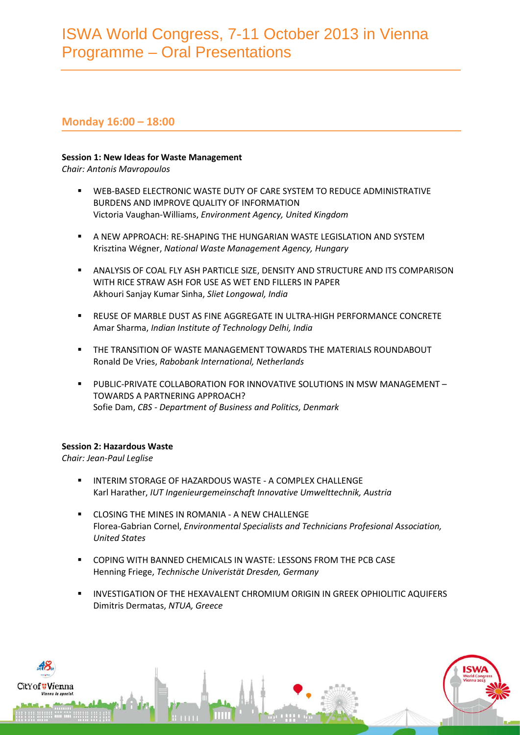# ISWA World Congress, 7-11 October 2013 in Vienna
# Programme – Oral Presentations

## Monday 16:00 – 18:00

**Session 1: New Ideas for Waste Management**
*Chair: Antonis Mavropoulos*

- WEB-BASED ELECTRONIC WASTE DUTY OF CARE SYSTEM TO REDUCE ADMINISTRATIVE BURDENS AND IMPROVE QUALITY OF INFORMATION
  Victoria Vaughan-Williams, *Environment Agency, United Kingdom*

- A NEW APPROACH: RE-SHAPING THE HUNGARIAN WASTE LEGISLATION AND SYSTEM
  Krisztina Wégner, *National Waste Management Agency, Hungary*

- ANALYSIS OF COAL FLY ASH PARTICLE SIZE, DENSITY AND STRUCTURE AND ITS COMPARISON WITH RICE STRAW ASH FOR USE AS WET END FILLERS IN PAPER
  Akhouri Sanjay Kumar Sinha, *Sliet Longowal, India*

- REUSE OF MARBLE DUST AS FINE AGGREGATE IN ULTRA-HIGH PERFORMANCE CONCRETE
  Amar Sharma, *Indian Institute of Technology Delhi, India*

- THE TRANSITION OF WASTE MANAGEMENT TOWARDS THE MATERIALS ROUNDABOUT
  Ronald De Vries, *Rabobank International, Netherlands*

- PUBLIC-PRIVATE COLLABORATION FOR INNOVATIVE SOLUTIONS IN MSW MANAGEMENT – TOWARDS A PARTNERING APPROACH?
  Sofie Dam, *CBS - Department of Business and Politics, Denmark*

**Session 2: Hazardous Waste**
*Chair: Jean-Paul Leglise*

- INTERIM STORAGE OF HAZARDOUS WASTE - A COMPLEX CHALLENGE
  Karl Harather, *IUT Ingenieurgemeinschaft Innovative Umwelttechnik, Austria*

- CLOSING THE MINES IN ROMANIA - A NEW CHALLENGE
  Florea-Gabrian Cornel, *Environmental Specialists and Technicians Profesional Association, United States*

- COPING WITH BANNED CHEMICALS IN WASTE: LESSONS FROM THE PCB CASE
  Henning Friege, *Technische Univeristät Dresden, Germany*

- INVESTIGATION OF THE HEXAVALENT CHROMIUM ORIGIN IN GREEK OPHIOLITIC AQUIFERS
  Dimitris Dermatas, *NTUA, Greece*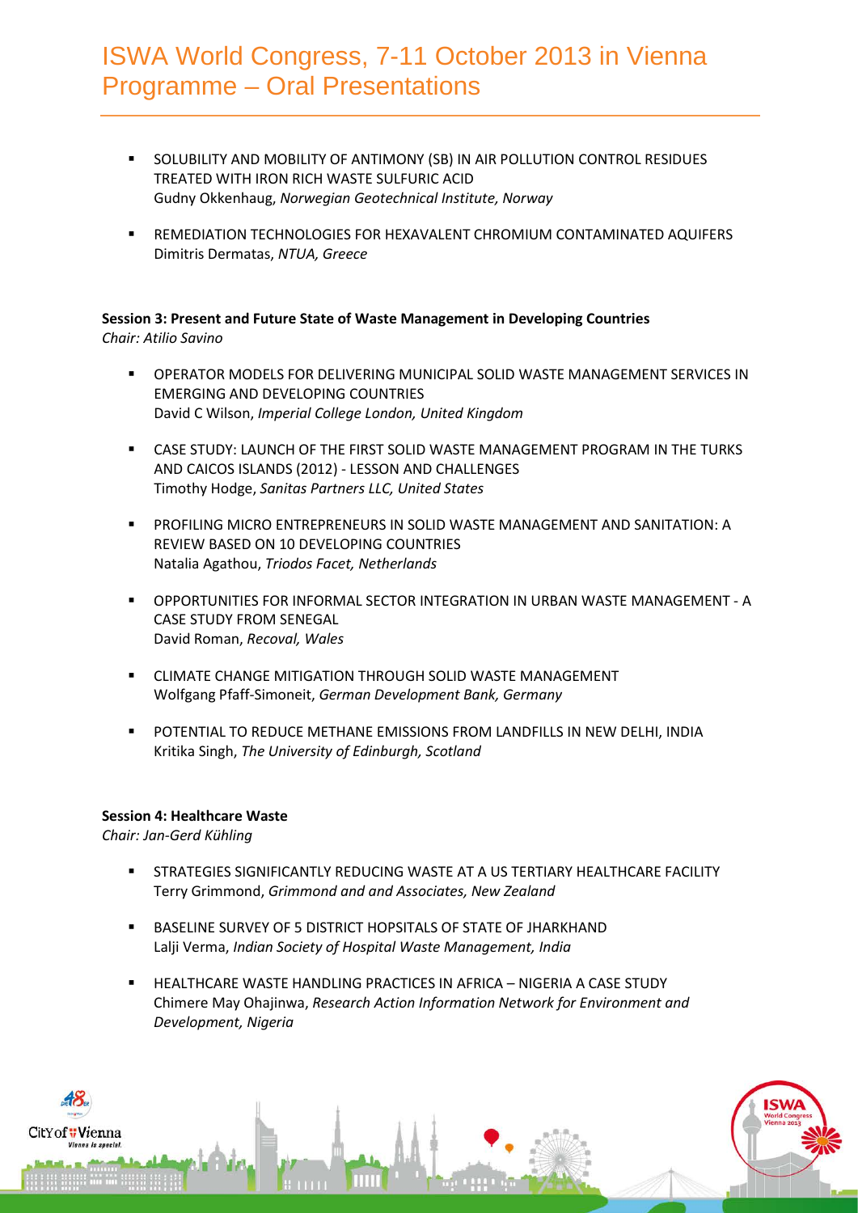- SOLUBILITY AND MOBILITY OF ANTIMONY (SB) IN AIR POLLUTION CONTROL RESIDUES TREATED WITH IRON RICH WASTE SULFURIC ACID
  Gudny Okkenhaug, *Norwegian Geotechnical Institute, Norway*

- REMEDIATION TECHNOLOGIES FOR HEXAVALENT CHROMIUM CONTAMINATED AQUIFERS
  Dimitris Dermatas, *NTUA, Greece*

**Session 3: Present and Future State of Waste Management in Developing Countries**
*Chair: Atilio Savino*

- OPERATOR MODELS FOR DELIVERING MUNICIPAL SOLID WASTE MANAGEMENT SERVICES IN EMERGING AND DEVELOPING COUNTRIES
  David C Wilson, *Imperial College London, United Kingdom*

- CASE STUDY: LAUNCH OF THE FIRST SOLID WASTE MANAGEMENT PROGRAM IN THE TURKS AND CAICOS ISLANDS (2012) - LESSON AND CHALLENGES
  Timothy Hodge, *Sanitas Partners LLC, United States*

- PROFILING MICRO ENTREPRENEURS IN SOLID WASTE MANAGEMENT AND SANITATION: A REVIEW BASED ON 10 DEVELOPING COUNTRIES
  Natalia Agathou, *Triodos Facet, Netherlands*

- OPPORTUNITIES FOR INFORMAL SECTOR INTEGRATION IN URBAN WASTE MANAGEMENT - A CASE STUDY FROM SENEGAL
  David Roman, *Recoval, Wales*

- CLIMATE CHANGE MITIGATION THROUGH SOLID WASTE MANAGEMENT
  Wolfgang Pfaff-Simoneit, *German Development Bank, Germany*

- POTENTIAL TO REDUCE METHANE EMISSIONS FROM LANDFILLS IN NEW DELHI, INDIA
  Kritika Singh, *The University of Edinburgh, Scotland*

**Session 4: Healthcare Waste**
*Chair: Jan-Gerd Kühling*

- STRATEGIES SIGNIFICANTLY REDUCING WASTE AT A US TERTIARY HEALTHCARE FACILITY
  Terry Grimmond, *Grimmond and and Associates, New Zealand*

- BASELINE SURVEY OF 5 DISTRICT HOPSITALS OF STATE OF JHARKHAND
  Lalji Verma, *Indian Society of Hospital Waste Management, India*

- HEALTHCARE WASTE HANDLING PRACTICES IN AFRICA – NIGERIA A CASE STUDY
  Chimere May Ohajinwa, *Research Action Information Network for Environment and Development, Nigeria*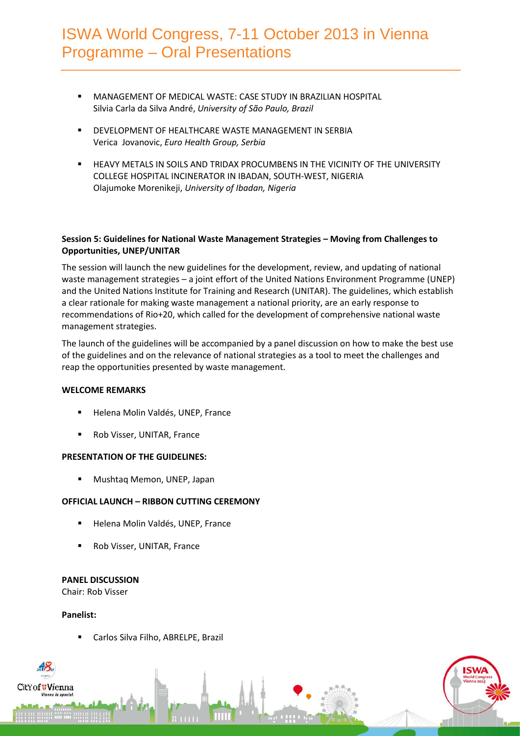- MANAGEMENT OF MEDICAL WASTE: CASE STUDY IN BRAZILIAN HOSPITAL
  Silvia Carla da Silva André, *University of São Paulo, Brazil*

- DEVELOPMENT OF HEALTHCARE WASTE MANAGEMENT IN SERBIA
  Verica Jovanovic, *Euro Health Group, Serbia*

- HEAVY METALS IN SOILS AND TRIDAX PROCUMBENS IN THE VICINITY OF THE UNIVERSITY COLLEGE HOSPITAL INCINERATOR IN IBADAN, SOUTH-WEST, NIGERIA
  Olajumoke Morenikeji, *University of Ibadan, Nigeria*

**Session 5: Guidelines for National Waste Management Strategies – Moving from Challenges to Opportunities, UNEP/UNITAR**

The session will launch the new guidelines for the development, review, and updating of national waste management strategies – a joint effort of the United Nations Environment Programme (UNEP) and the United Nations Institute for Training and Research (UNITAR). The guidelines, which establish a clear rationale for making waste management a national priority, are an early response to recommendations of Rio+20, which called for the development of comprehensive national waste management strategies.

The launch of the guidelines will be accompanied by a panel discussion on how to make the best use of the guidelines and on the relevance of national strategies as a tool to meet the challenges and reap the opportunities presented by waste management.

**WELCOME REMARKS**

- Helena Molin Valdés, UNEP, France
- Rob Visser, UNITAR, France

**PRESENTATION OF THE GUIDELINES:**

- Mushtaq Memon, UNEP, Japan

**OFFICIAL LAUNCH – RIBBON CUTTING CEREMONY**

- Helena Molin Valdés, UNEP, France
- Rob Visser, UNITAR, France

**PANEL DISCUSSION**
Chair: Rob Visser

**Panelist:**

- Carlos Silva Filho, ABRELPE, Brazil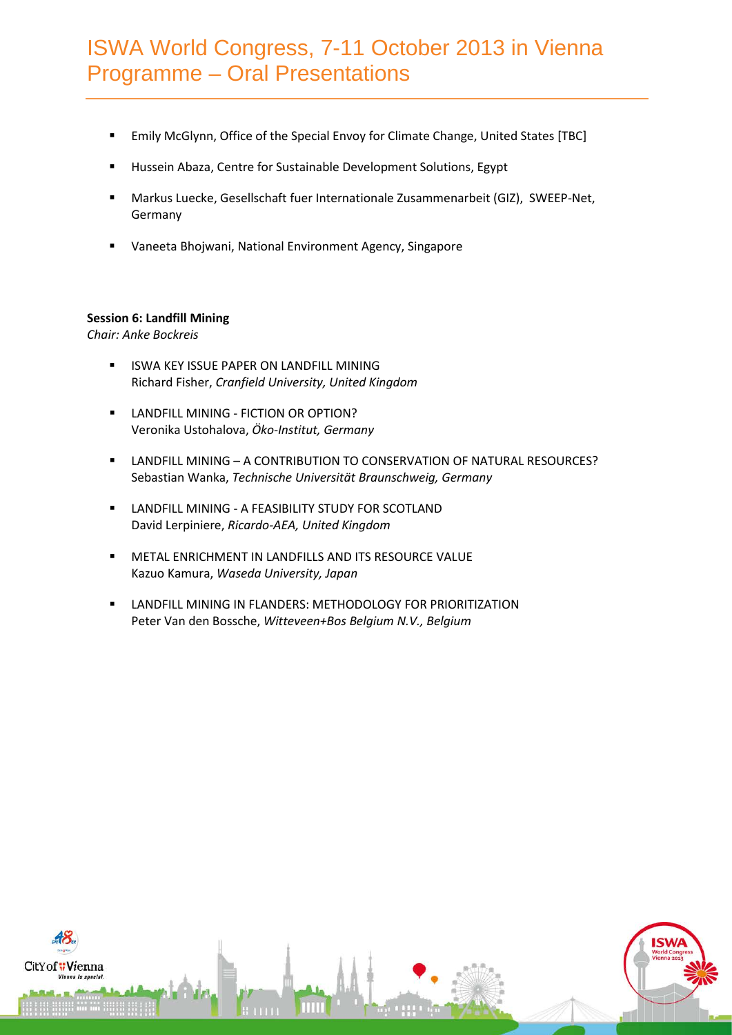- Emily McGlynn, Office of the Special Envoy for Climate Change, United States [TBC]
- Hussein Abaza, Centre for Sustainable Development Solutions, Egypt
- Markus Luecke, Gesellschaft fuer Internationale Zusammenarbeit (GIZ), SWEEP-Net, Germany
- Vaneeta Bhojwani, National Environment Agency, Singapore

**Session 6: Landfill Mining**
*Chair: Anke Bockreis*

- ISWA KEY ISSUE PAPER ON LANDFILL MINING
  Richard Fisher, *Cranfield University, United Kingdom*
- LANDFILL MINING - FICTION OR OPTION?
  Veronika Ustohalova, *Öko-Institut, Germany*
- LANDFILL MINING – A CONTRIBUTION TO CONSERVATION OF NATURAL RESOURCES?
  Sebastian Wanka, *Technische Universität Braunschweig, Germany*
- LANDFILL MINING - A FEASIBILITY STUDY FOR SCOTLAND
  David Lerpiniere, *Ricardo-AEA, United Kingdom*
- METAL ENRICHMENT IN LANDFILLS AND ITS RESOURCE VALUE
  Kazuo Kamura, *Waseda University, Japan*
- LANDFILL MINING IN FLANDERS: METHODOLOGY FOR PRIORITIZATION
  Peter Van den Bossche, *Witteveen+Bos Belgium N.V., Belgium*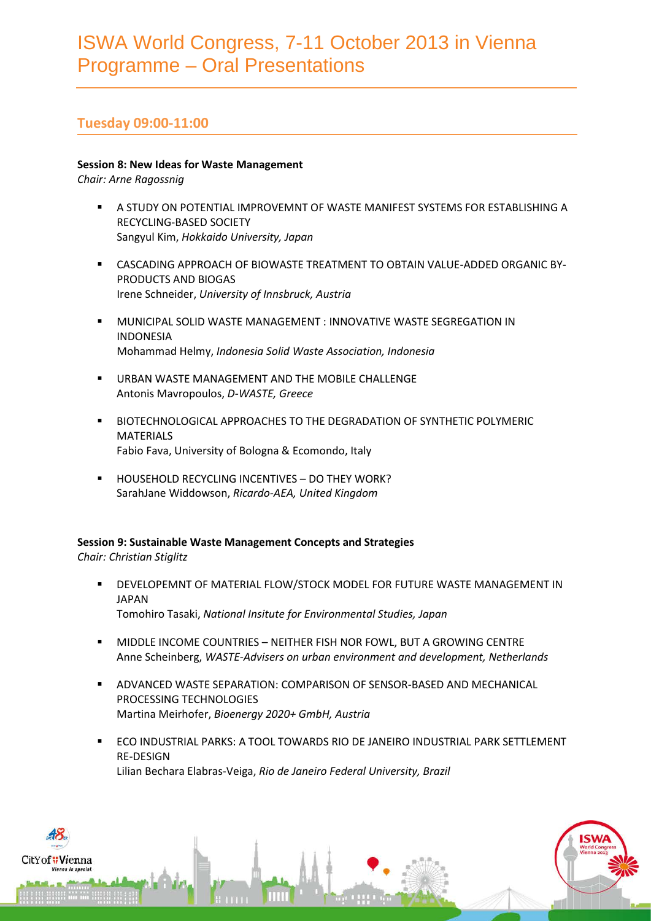# ISWA World Congress, 7-11 October 2013 in Vienna Programme – Oral Presentations

## Tuesday 09:00-11:00

**Session 8: New Ideas for Waste Management**
*Chair: Arne Ragossnig*

- A STUDY ON POTENTIAL IMPROVEMNT OF WASTE MANIFEST SYSTEMS FOR ESTABLISHING A RECYCLING-BASED SOCIETY
  Sangyul Kim, *Hokkaido University, Japan*
- CASCADING APPROACH OF BIOWASTE TREATMENT TO OBTAIN VALUE-ADDED ORGANIC BY-PRODUCTS AND BIOGAS
  Irene Schneider, *University of Innsbruck, Austria*
- MUNICIPAL SOLID WASTE MANAGEMENT : INNOVATIVE WASTE SEGREGATION IN INDONESIA
  Mohammad Helmy, *Indonesia Solid Waste Association, Indonesia*
- URBAN WASTE MANAGEMENT AND THE MOBILE CHALLENGE
  Antonis Mavropoulos, *D-WASTE, Greece*
- BIOTECHNOLOGICAL APPROACHES TO THE DEGRADATION OF SYNTHETIC POLYMERIC MATERIALS
  Fabio Fava, University of Bologna & Ecomondo, Italy
- HOUSEHOLD RECYCLING INCENTIVES – DO THEY WORK?
  SarahJane Widdowson, *Ricardo-AEA, United Kingdom*

**Session 9: Sustainable Waste Management Concepts and Strategies**
*Chair: Christian Stiglitz*

- DEVELOPEMNT OF MATERIAL FLOW/STOCK MODEL FOR FUTURE WASTE MANAGEMENT IN JAPAN
  Tomohiro Tasaki, *National Insitute for Environmental Studies, Japan*
- MIDDLE INCOME COUNTRIES – NEITHER FISH NOR FOWL, BUT A GROWING CENTRE
  Anne Scheinberg, *WASTE-Advisers on urban environment and development, Netherlands*
- ADVANCED WASTE SEPARATION: COMPARISON OF SENSOR-BASED AND MECHANICAL PROCESSING TECHNOLOGIES
  Martina Meirhofer, *Bioenergy 2020+ GmbH, Austria*
- ECO INDUSTRIAL PARKS: A TOOL TOWARDS RIO DE JANEIRO INDUSTRIAL PARK SETTLEMENT RE-DESIGN
  Lilian Bechara Elabras-Veiga, *Rio de Janeiro Federal University, Brazil*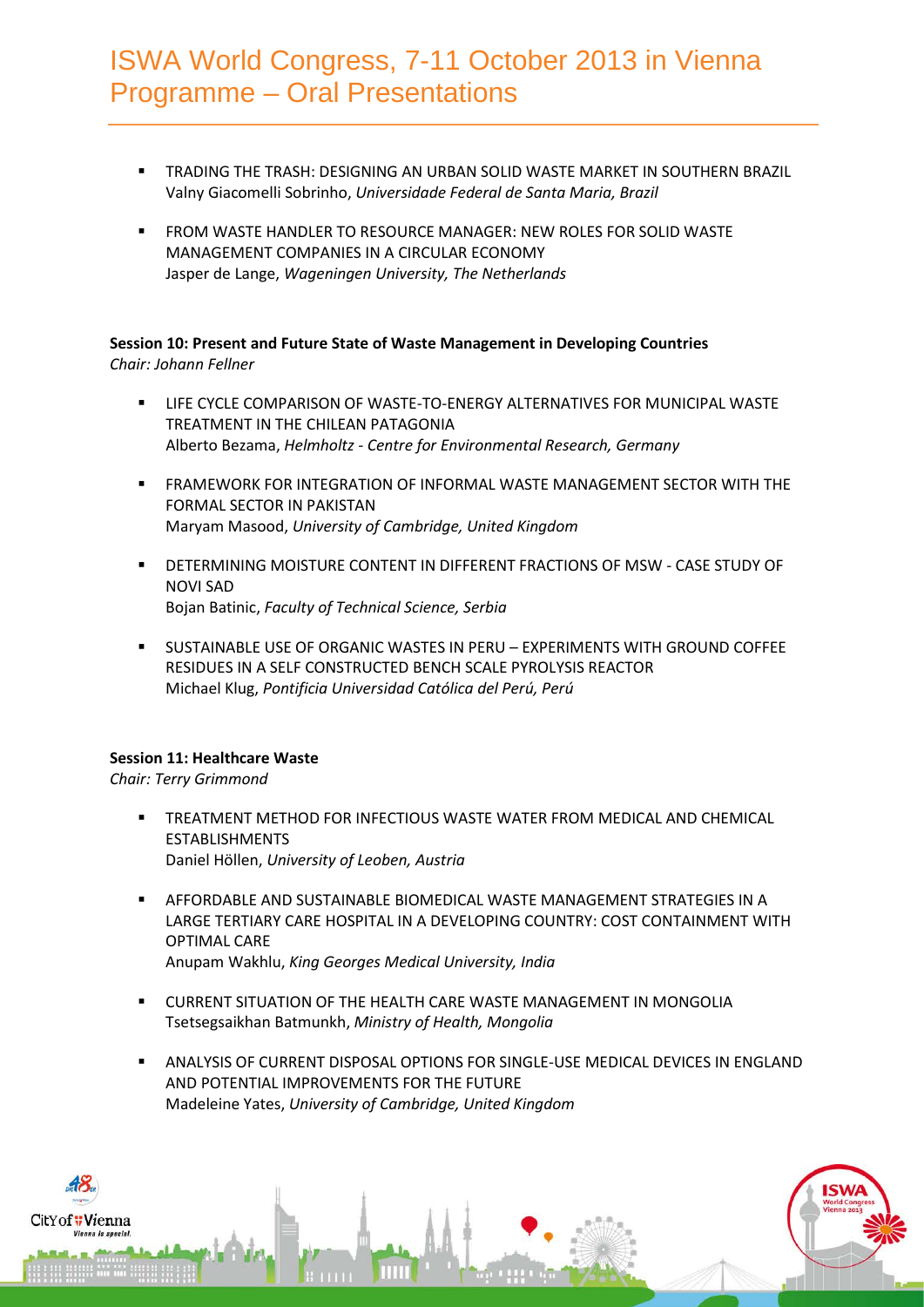- TRADING THE TRASH: DESIGNING AN URBAN SOLID WASTE MARKET IN SOUTHERN BRAZIL
  Valny Giacomelli Sobrinho, *Universidade Federal de Santa Maria, Brazil*

- FROM WASTE HANDLER TO RESOURCE MANAGER: NEW ROLES FOR SOLID WASTE MANAGEMENT COMPANIES IN A CIRCULAR ECONOMY
  Jasper de Lange, *Wageningen University, The Netherlands*

**Session 10: Present and Future State of Waste Management in Developing Countries**
*Chair: Johann Fellner*

- LIFE CYCLE COMPARISON OF WASTE-TO-ENERGY ALTERNATIVES FOR MUNICIPAL WASTE TREATMENT IN THE CHILEAN PATAGONIA
  Alberto Bezama, *Helmholtz - Centre for Environmental Research, Germany*

- FRAMEWORK FOR INTEGRATION OF INFORMAL WASTE MANAGEMENT SECTOR WITH THE FORMAL SECTOR IN PAKISTAN
  Maryam Masood, *University of Cambridge, United Kingdom*

- DETERMINING MOISTURE CONTENT IN DIFFERENT FRACTIONS OF MSW - CASE STUDY OF NOVI SAD
  Bojan Batinic, *Faculty of Technical Science, Serbia*

- SUSTAINABLE USE OF ORGANIC WASTES IN PERU – EXPERIMENTS WITH GROUND COFFEE RESIDUES IN A SELF CONSTRUCTED BENCH SCALE PYROLYSIS REACTOR
  Michael Klug, *Pontificia Universidad Católica del Perú, Perú*

**Session 11: Healthcare Waste**
*Chair: Terry Grimmond*

- TREATMENT METHOD FOR INFECTIOUS WASTE WATER FROM MEDICAL AND CHEMICAL ESTABLISHMENTS
  Daniel Höllen, *University of Leoben, Austria*

- AFFORDABLE AND SUSTAINABLE BIOMEDICAL WASTE MANAGEMENT STRATEGIES IN A LARGE TERTIARY CARE HOSPITAL IN A DEVELOPING COUNTRY: COST CONTAINMENT WITH OPTIMAL CARE
  Anupam Wakhlu, *King Georges Medical University, India*

- CURRENT SITUATION OF THE HEALTH CARE WASTE MANAGEMENT IN MONGOLIA
  Tsetsegsaikhan Batmunkh, *Ministry of Health, Mongolia*

- ANALYSIS OF CURRENT DISPOSAL OPTIONS FOR SINGLE-USE MEDICAL DEVICES IN ENGLAND AND POTENTIAL IMPROVEMENTS FOR THE FUTURE
  Madeleine Yates, *University of Cambridge, United Kingdom*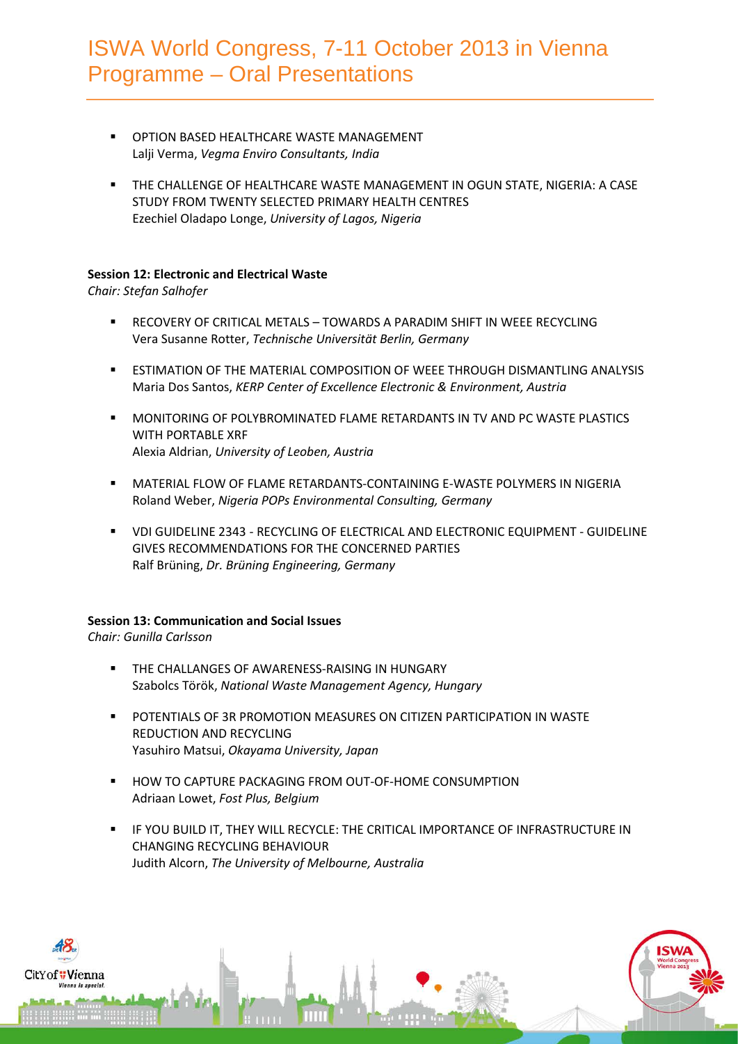- OPTION BASED HEALTHCARE WASTE MANAGEMENT
  Lalji Verma, *Vegma Enviro Consultants, India*

- THE CHALLENGE OF HEALTHCARE WASTE MANAGEMENT IN OGUN STATE, NIGERIA: A CASE STUDY FROM TWENTY SELECTED PRIMARY HEALTH CENTRES
  Ezechiel Oladapo Longe, *University of Lagos, Nigeria*

**Session 12: Electronic and Electrical Waste**
*Chair: Stefan Salhofer*

- RECOVERY OF CRITICAL METALS – TOWARDS A PARADIM SHIFT IN WEEE RECYCLING
  Vera Susanne Rotter, *Technische Universität Berlin, Germany*

- ESTIMATION OF THE MATERIAL COMPOSITION OF WEEE THROUGH DISMANTLING ANALYSIS
  Maria Dos Santos, *KERP Center of Excellence Electronic & Environment, Austria*

- MONITORING OF POLYBROMINATED FLAME RETARDANTS IN TV AND PC WASTE PLASTICS WITH PORTABLE XRF
  Alexia Aldrian, *University of Leoben, Austria*

- MATERIAL FLOW OF FLAME RETARDANTS-CONTAINING E-WASTE POLYMERS IN NIGERIA
  Roland Weber, *Nigeria POPs Environmental Consulting, Germany*

- VDI GUIDELINE 2343 - RECYCLING OF ELECTRICAL AND ELECTRONIC EQUIPMENT - GUIDELINE GIVES RECOMMENDATIONS FOR THE CONCERNED PARTIES
  Ralf Brüning, *Dr. Brüning Engineering, Germany*

**Session 13: Communication and Social Issues**
*Chair: Gunilla Carlsson*

- THE CHALLANGES OF AWARENESS-RAISING IN HUNGARY
  Szabolcs Török, *National Waste Management Agency, Hungary*

- POTENTIALS OF 3R PROMOTION MEASURES ON CITIZEN PARTICIPATION IN WASTE REDUCTION AND RECYCLING
  Yasuhiro Matsui, *Okayama University, Japan*

- HOW TO CAPTURE PACKAGING FROM OUT-OF-HOME CONSUMPTION
  Adriaan Lowet, *Fost Plus, Belgium*

- IF YOU BUILD IT, THEY WILL RECYCLE: THE CRITICAL IMPORTANCE OF INFRASTRUCTURE IN CHANGING RECYCLING BEHAVIOUR
  Judith Alcorn, *The University of Melbourne, Australia*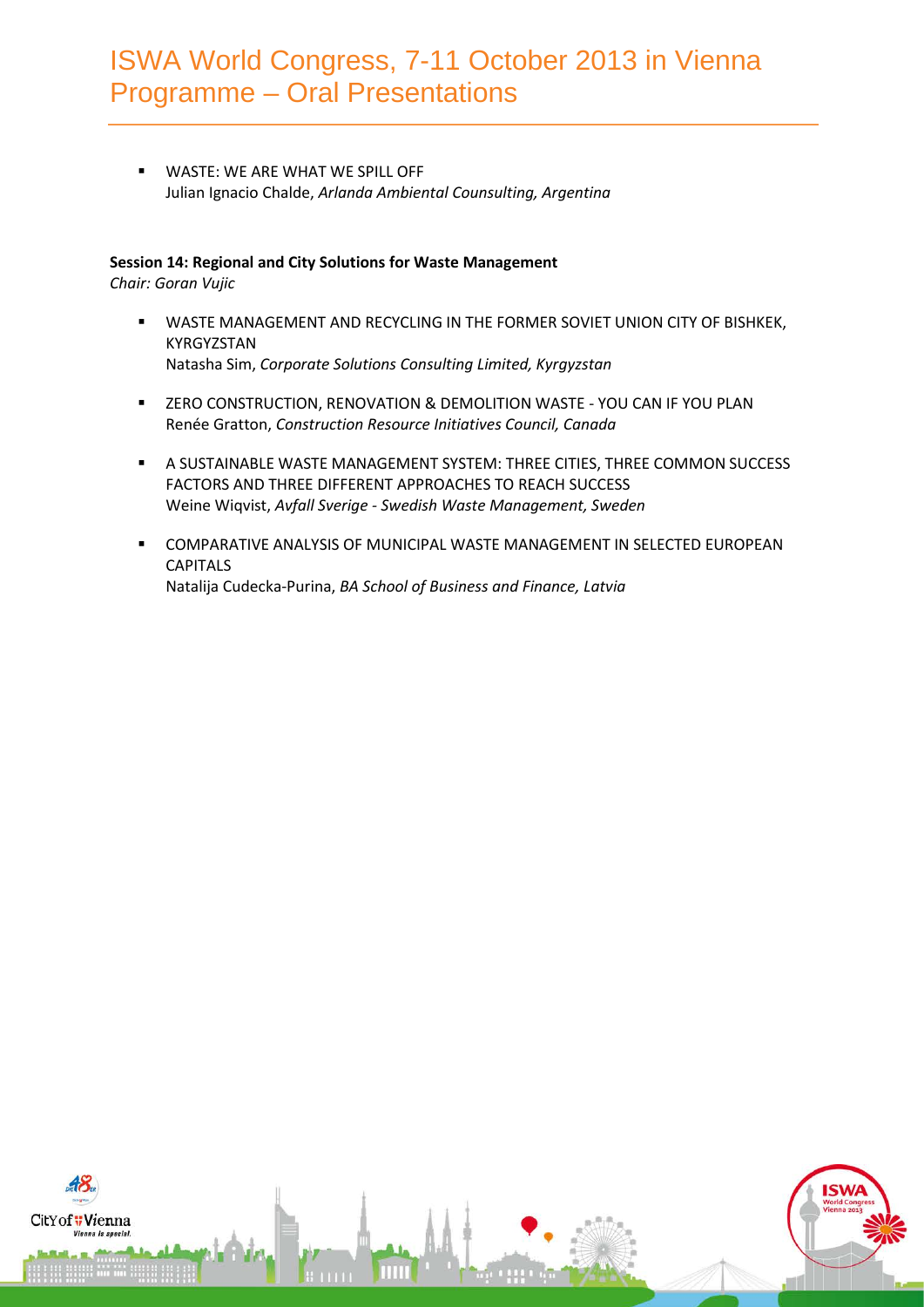- WASTE: WE ARE WHAT WE SPILL OFF
  Julian Ignacio Chalde, *Arlanda Ambiental Counsulting, Argentina*

**Session 14: Regional and City Solutions for Waste Management**
*Chair: Goran Vujic*

- WASTE MANAGEMENT AND RECYCLING IN THE FORMER SOVIET UNION CITY OF BISHKEK, KYRGYZSTAN
  Natasha Sim, *Corporate Solutions Consulting Limited, Kyrgyzstan*

- ZERO CONSTRUCTION, RENOVATION & DEMOLITION WASTE - YOU CAN IF YOU PLAN
  Renée Gratton, *Construction Resource Initiatives Council, Canada*

- A SUSTAINABLE WASTE MANAGEMENT SYSTEM: THREE CITIES, THREE COMMON SUCCESS FACTORS AND THREE DIFFERENT APPROACHES TO REACH SUCCESS
  Weine Wiqvist, *Avfall Sverige - Swedish Waste Management, Sweden*

- COMPARATIVE ANALYSIS OF MUNICIPAL WASTE MANAGEMENT IN SELECTED EUROPEAN CAPITALS
  Natalija Cudecka-Purina, *BA School of Business and Finance, Latvia*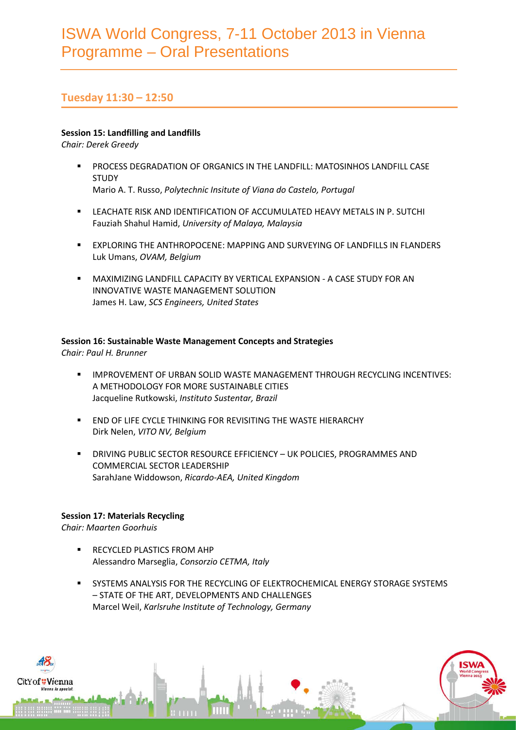# ISWA World Congress, 7-11 October 2013 in Vienna
# Programme – Oral Presentations

## Tuesday 11:30 – 12:50

**Session 15: Landfilling and Landfills**
*Chair: Derek Greedy*

- PROCESS DEGRADATION OF ORGANICS IN THE LANDFILL: MATOSINHOS LANDFILL CASE STUDY
  Mario A. T. Russo, *Polytechnic Insitute of Viana do Castelo, Portugal*

- LEACHATE RISK AND IDENTIFICATION OF ACCUMULATED HEAVY METALS IN P. SUTCHI
  Fauziah Shahul Hamid, *University of Malaya, Malaysia*

- EXPLORING THE ANTHROPOCENE: MAPPING AND SURVEYING OF LANDFILLS IN FLANDERS
  Luk Umans, *OVAM, Belgium*

- MAXIMIZING LANDFILL CAPACITY BY VERTICAL EXPANSION - A CASE STUDY FOR AN INNOVATIVE WASTE MANAGEMENT SOLUTION
  James H. Law, *SCS Engineers, United States*

**Session 16: Sustainable Waste Management Concepts and Strategies**
*Chair: Paul H. Brunner*

- IMPROVEMENT OF URBAN SOLID WASTE MANAGEMENT THROUGH RECYCLING INCENTIVES: A METHODOLOGY FOR MORE SUSTAINABLE CITIES
  Jacqueline Rutkowski, *Instituto Sustentar, Brazil*

- END OF LIFE CYCLE THINKING FOR REVISITING THE WASTE HIERARCHY
  Dirk Nelen, *VITO NV, Belgium*

- DRIVING PUBLIC SECTOR RESOURCE EFFICIENCY – UK POLICIES, PROGRAMMES AND COMMERCIAL SECTOR LEADERSHIP
  SarahJane Widdowson, *Ricardo-AEA, United Kingdom*

**Session 17: Materials Recycling**
*Chair: Maarten Goorhuis*

- RECYCLED PLASTICS FROM AHP
  Alessandro Marseglia, *Consorzio CETMA, Italy*

- SYSTEMS ANALYSIS FOR THE RECYCLING OF ELEKTROCHEMICAL ENERGY STORAGE SYSTEMS – STATE OF THE ART, DEVELOPMENTS AND CHALLENGES
  Marcel Weil, *Karlsruhe Institute of Technology, Germany*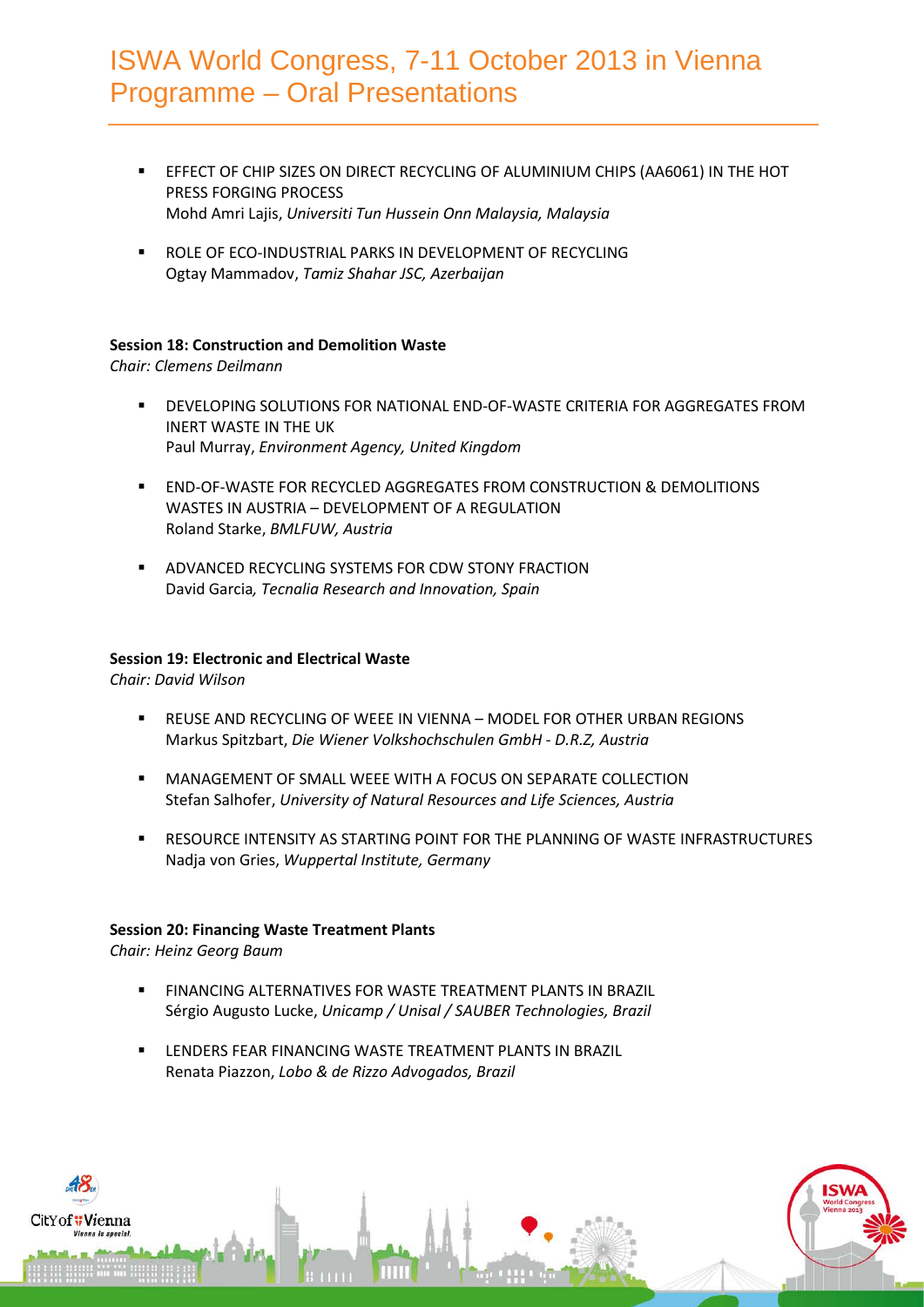- EFFECT OF CHIP SIZES ON DIRECT RECYCLING OF ALUMINIUM CHIPS (AA6061) IN THE HOT PRESS FORGING PROCESS
  Mohd Amri Lajis, *Universiti Tun Hussein Onn Malaysia, Malaysia*

- ROLE OF ECO-INDUSTRIAL PARKS IN DEVELOPMENT OF RECYCLING
  Ogtay Mammadov, *Tamiz Shahar JSC, Azerbaijan*

**Session 18: Construction and Demolition Waste**
*Chair: Clemens Deilmann*

- DEVELOPING SOLUTIONS FOR NATIONAL END-OF-WASTE CRITERIA FOR AGGREGATES FROM INERT WASTE IN THE UK
  Paul Murray, *Environment Agency, United Kingdom*

- END-OF-WASTE FOR RECYCLED AGGREGATES FROM CONSTRUCTION & DEMOLITIONS WASTES IN AUSTRIA – DEVELOPMENT OF A REGULATION
  Roland Starke, *BMLFUW, Austria*

- ADVANCED RECYCLING SYSTEMS FOR CDW STONY FRACTION
  David Garcia*, Tecnalia Research and Innovation, Spain*

**Session 19: Electronic and Electrical Waste**
*Chair: David Wilson*

- REUSE AND RECYCLING OF WEEE IN VIENNA – MODEL FOR OTHER URBAN REGIONS
  Markus Spitzbart, *Die Wiener Volkshochschulen GmbH - D.R.Z, Austria*

- MANAGEMENT OF SMALL WEEE WITH A FOCUS ON SEPARATE COLLECTION
  Stefan Salhofer, *University of Natural Resources and Life Sciences, Austria*

- RESOURCE INTENSITY AS STARTING POINT FOR THE PLANNING OF WASTE INFRASTRUCTURES
  Nadja von Gries, *Wuppertal Institute, Germany*

**Session 20: Financing Waste Treatment Plants**
*Chair: Heinz Georg Baum*

- FINANCING ALTERNATIVES FOR WASTE TREATMENT PLANTS IN BRAZIL
  Sérgio Augusto Lucke, *Unicamp / Unisal / SAUBER Technologies, Brazil*

- LENDERS FEAR FINANCING WASTE TREATMENT PLANTS IN BRAZIL
  Renata Piazzon, *Lobo & de Rizzo Advogados, Brazil*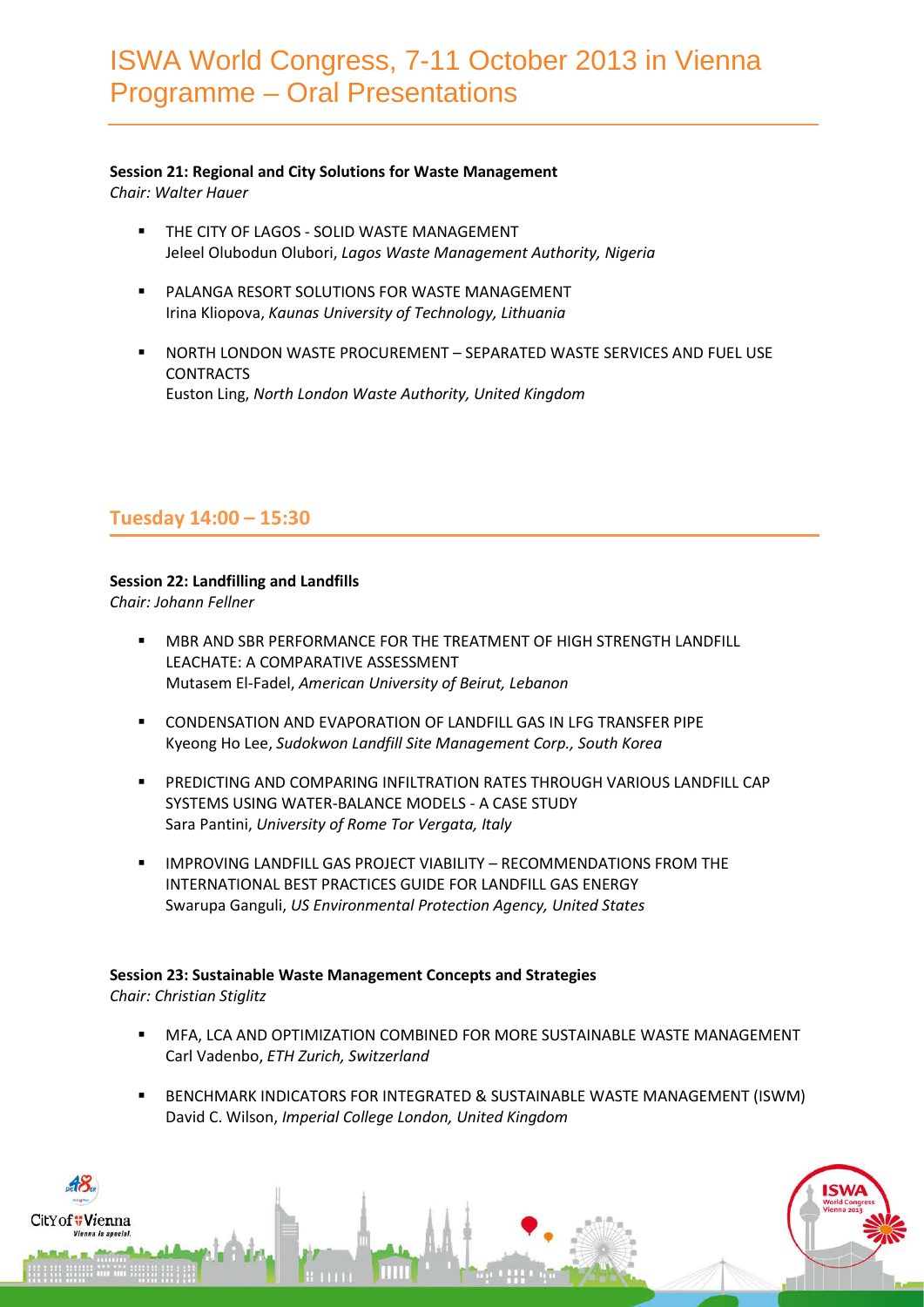# ISWA World Congress, 7-11 October 2013 in Vienna Programme – Oral Presentations

**Session 21: Regional and City Solutions for Waste Management**
*Chair: Walter Hauer*

- THE CITY OF LAGOS - SOLID WASTE MANAGEMENT
  Jeleel Olubodun Olubori, *Lagos Waste Management Authority, Nigeria*

- PALANGA RESORT SOLUTIONS FOR WASTE MANAGEMENT
  Irina Kliopova, *Kaunas University of Technology, Lithuania*

- NORTH LONDON WASTE PROCUREMENT – SEPARATED WASTE SERVICES AND FUEL USE CONTRACTS
  Euston Ling, *North London Waste Authority, United Kingdom*

## Tuesday 14:00 – 15:30

**Session 22: Landfilling and Landfills**
*Chair: Johann Fellner*

- MBR AND SBR PERFORMANCE FOR THE TREATMENT OF HIGH STRENGTH LANDFILL LEACHATE: A COMPARATIVE ASSESSMENT
  Mutasem El-Fadel, *American University of Beirut, Lebanon*

- CONDENSATION AND EVAPORATION OF LANDFILL GAS IN LFG TRANSFER PIPE
  Kyeong Ho Lee, *Sudokwon Landfill Site Management Corp., South Korea*

- PREDICTING AND COMPARING INFILTRATION RATES THROUGH VARIOUS LANDFILL CAP SYSTEMS USING WATER-BALANCE MODELS - A CASE STUDY
  Sara Pantini, *University of Rome Tor Vergata, Italy*

- IMPROVING LANDFILL GAS PROJECT VIABILITY – RECOMMENDATIONS FROM THE INTERNATIONAL BEST PRACTICES GUIDE FOR LANDFILL GAS ENERGY
  Swarupa Ganguli, *US Environmental Protection Agency, United States*

**Session 23: Sustainable Waste Management Concepts and Strategies**
*Chair: Christian Stiglitz*

- MFA, LCA AND OPTIMIZATION COMBINED FOR MORE SUSTAINABLE WASTE MANAGEMENT
  Carl Vadenbo, *ETH Zurich, Switzerland*

- BENCHMARK INDICATORS FOR INTEGRATED & SUSTAINABLE WASTE MANAGEMENT (ISWM)
  David C. Wilson, *Imperial College London, United Kingdom*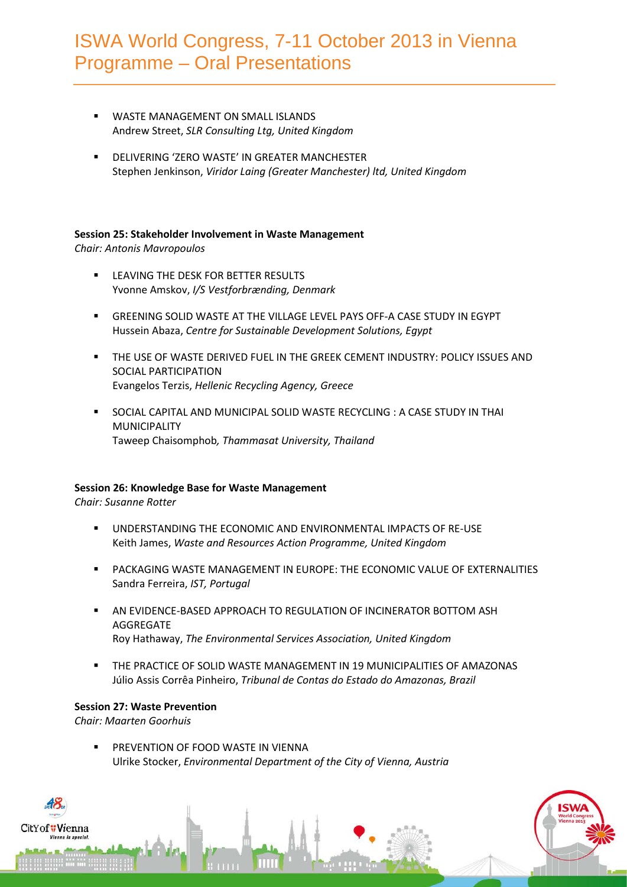- WASTE MANAGEMENT ON SMALL ISLANDS
  Andrew Street, *SLR Consulting Ltg, United Kingdom*

- DELIVERING 'ZERO WASTE' IN GREATER MANCHESTER
  Stephen Jenkinson, *Viridor Laing (Greater Manchester) ltd, United Kingdom*

**Session 25: Stakeholder Involvement in Waste Management**
*Chair: Antonis Mavropoulos*

- LEAVING THE DESK FOR BETTER RESULTS
  Yvonne Amskov, *I/S Vestforbrænding, Denmark*

- GREENING SOLID WASTE AT THE VILLAGE LEVEL PAYS OFF-A CASE STUDY IN EGYPT
  Hussein Abaza, *Centre for Sustainable Development Solutions, Egypt*

- THE USE OF WASTE DERIVED FUEL IN THE GREEK CEMENT INDUSTRY: POLICY ISSUES AND SOCIAL PARTICIPATION
  Evangelos Terzis, *Hellenic Recycling Agency, Greece*

- SOCIAL CAPITAL AND MUNICIPAL SOLID WASTE RECYCLING : A CASE STUDY IN THAI MUNICIPALITY
  Taweep Chaisomphob*, Thammasat University, Thailand*

**Session 26: Knowledge Base for Waste Management**
*Chair: Susanne Rotter*

- UNDERSTANDING THE ECONOMIC AND ENVIRONMENTAL IMPACTS OF RE-USE
  Keith James, *Waste and Resources Action Programme, United Kingdom*

- PACKAGING WASTE MANAGEMENT IN EUROPE: THE ECONOMIC VALUE OF EXTERNALITIES
  Sandra Ferreira, *IST, Portugal*

- AN EVIDENCE-BASED APPROACH TO REGULATION OF INCINERATOR BOTTOM ASH AGGREGATE
  Roy Hathaway, *The Environmental Services Association, United Kingdom*

- THE PRACTICE OF SOLID WASTE MANAGEMENT IN 19 MUNICIPALITIES OF AMAZONAS
  Júlio Assis Corrêa Pinheiro, *Tribunal de Contas do Estado do Amazonas, Brazil*

**Session 27: Waste Prevention**
*Chair: Maarten Goorhuis*

- PREVENTION OF FOOD WASTE IN VIENNA
  Ulrike Stocker, *Environmental Department of the City of Vienna, Austria*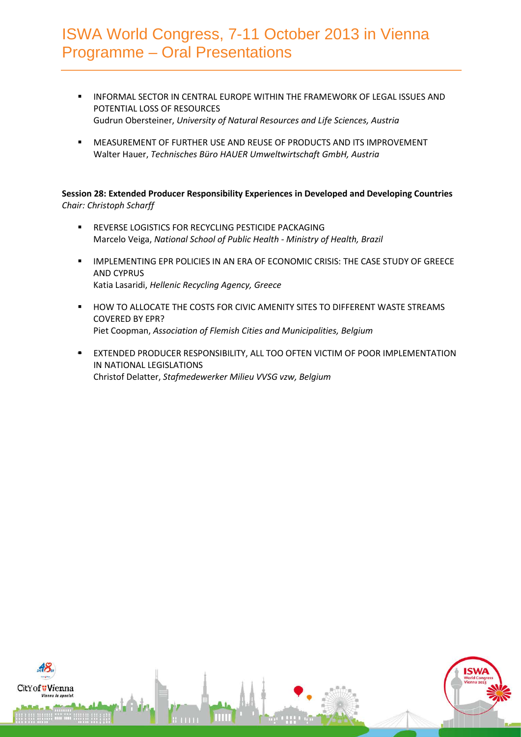- INFORMAL SECTOR IN CENTRAL EUROPE WITHIN THE FRAMEWORK OF LEGAL ISSUES AND POTENTIAL LOSS OF RESOURCES
  Gudrun Obersteiner, *University of Natural Resources and Life Sciences, Austria*

- MEASUREMENT OF FURTHER USE AND REUSE OF PRODUCTS AND ITS IMPROVEMENT
  Walter Hauer, *Technisches Büro HAUER Umweltwirtschaft GmbH, Austria*

**Session 28: Extended Producer Responsibility Experiences in Developed and Developing Countries**
*Chair: Christoph Scharff*

- REVERSE LOGISTICS FOR RECYCLING PESTICIDE PACKAGING
  Marcelo Veiga, *National School of Public Health - Ministry of Health, Brazil*

- IMPLEMENTING EPR POLICIES IN AN ERA OF ECONOMIC CRISIS: THE CASE STUDY OF GREECE AND CYPRUS
  Katia Lasaridi, *Hellenic Recycling Agency, Greece*

- HOW TO ALLOCATE THE COSTS FOR CIVIC AMENITY SITES TO DIFFERENT WASTE STREAMS COVERED BY EPR?
  Piet Coopman, *Association of Flemish Cities and Municipalities, Belgium*

- EXTENDED PRODUCER RESPONSIBILITY, ALL TOO OFTEN VICTIM OF POOR IMPLEMENTATION IN NATIONAL LEGISLATIONS
  Christof Delatter, *Stafmedewerker Milieu VVSG vzw, Belgium*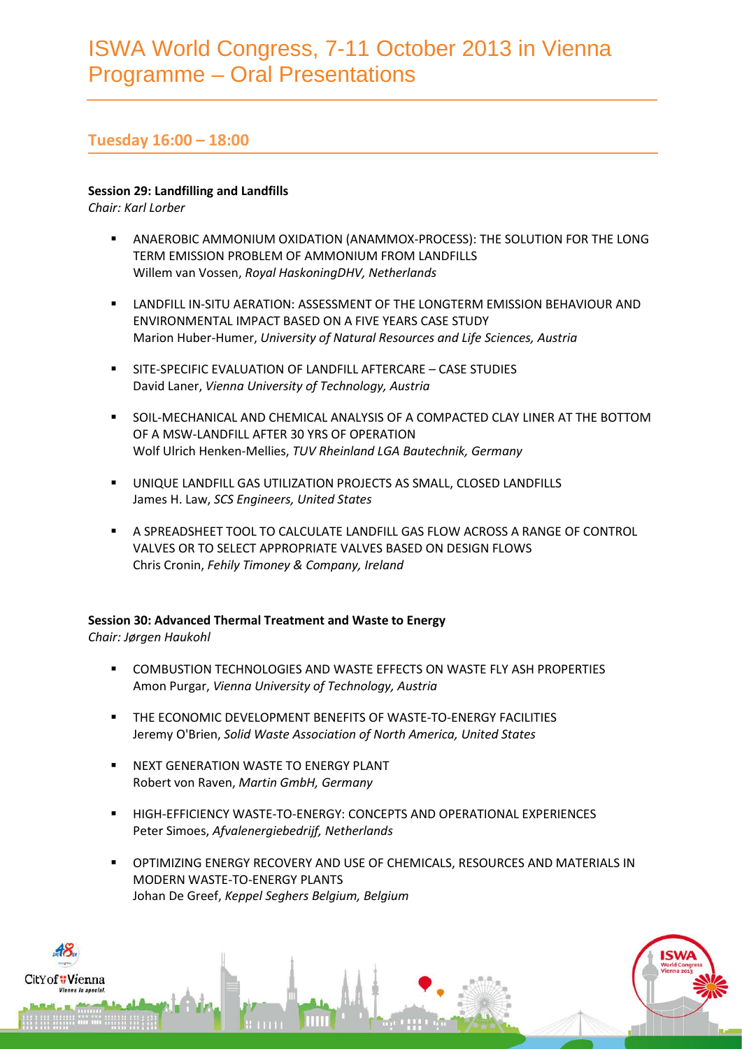# ISWA World Congress, 7-11 October 2013 in Vienna Programme – Oral Presentations

## Tuesday 16:00 – 18:00

**Session 29: Landfilling and Landfills**
*Chair: Karl Lorber*

- ANAEROBIC AMMONIUM OXIDATION (ANAMMOX-PROCESS): THE SOLUTION FOR THE LONG TERM EMISSION PROBLEM OF AMMONIUM FROM LANDFILLS
  Willem van Vossen, *Royal HaskoningDHV, Netherlands*
- LANDFILL IN-SITU AERATION: ASSESSMENT OF THE LONGTERM EMISSION BEHAVIOUR AND ENVIRONMENTAL IMPACT BASED ON A FIVE YEARS CASE STUDY
  Marion Huber-Humer, *University of Natural Resources and Life Sciences, Austria*
- SITE-SPECIFIC EVALUATION OF LANDFILL AFTERCARE – CASE STUDIES
  David Laner, *Vienna University of Technology, Austria*
- SOIL-MECHANICAL AND CHEMICAL ANALYSIS OF A COMPACTED CLAY LINER AT THE BOTTOM OF A MSW-LANDFILL AFTER 30 YRS OF OPERATION
  Wolf Ulrich Henken-Mellies, *TUV Rheinland LGA Bautechnik, Germany*
- UNIQUE LANDFILL GAS UTILIZATION PROJECTS AS SMALL, CLOSED LANDFILLS
  James H. Law, *SCS Engineers, United States*
- A SPREADSHEET TOOL TO CALCULATE LANDFILL GAS FLOW ACROSS A RANGE OF CONTROL VALVES OR TO SELECT APPROPRIATE VALVES BASED ON DESIGN FLOWS
  Chris Cronin, *Fehily Timoney & Company, Ireland*

**Session 30: Advanced Thermal Treatment and Waste to Energy**
*Chair: Jørgen Haukohl*

- COMBUSTION TECHNOLOGIES AND WASTE EFFECTS ON WASTE FLY ASH PROPERTIES
  Amon Purgar, *Vienna University of Technology, Austria*
- THE ECONOMIC DEVELOPMENT BENEFITS OF WASTE-TO-ENERGY FACILITIES
  Jeremy O'Brien, *Solid Waste Association of North America, United States*
- NEXT GENERATION WASTE TO ENERGY PLANT
  Robert von Raven, *Martin GmbH, Germany*
- HIGH-EFFICIENCY WASTE-TO-ENERGY: CONCEPTS AND OPERATIONAL EXPERIENCES
  Peter Simoes, *Afvalenergiebedrijf, Netherlands*
- OPTIMIZING ENERGY RECOVERY AND USE OF CHEMICALS, RESOURCES AND MATERIALS IN MODERN WASTE-TO-ENERGY PLANTS
  Johan De Greef, *Keppel Seghers Belgium, Belgium*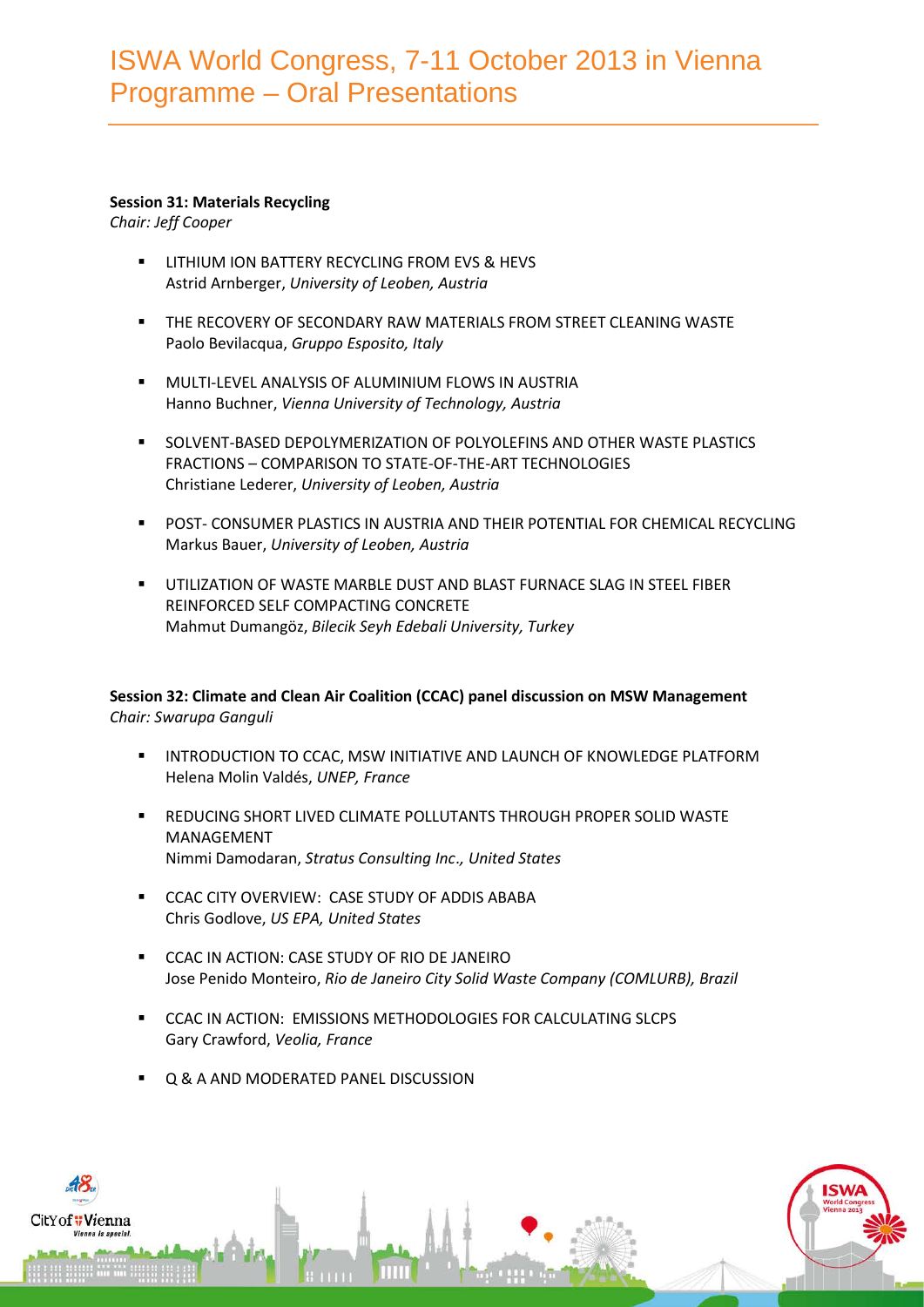# ISWA World Congress, 7-11 October 2013 in Vienna
# Programme – Oral Presentations

**Session 31: Materials Recycling**
*Chair: Jeff Cooper*

- LITHIUM ION BATTERY RECYCLING FROM EVS & HEVS
  Astrid Arnberger, *University of Leoben, Austria*

- THE RECOVERY OF SECONDARY RAW MATERIALS FROM STREET CLEANING WASTE
  Paolo Bevilacqua, *Gruppo Esposito, Italy*

- MULTI-LEVEL ANALYSIS OF ALUMINIUM FLOWS IN AUSTRIA
  Hanno Buchner, *Vienna University of Technology, Austria*

- SOLVENT-BASED DEPOLYMERIZATION OF POLYOLEFINS AND OTHER WASTE PLASTICS FRACTIONS – COMPARISON TO STATE-OF-THE-ART TECHNOLOGIES
  Christiane Lederer, *University of Leoben, Austria*

- POST- CONSUMER PLASTICS IN AUSTRIA AND THEIR POTENTIAL FOR CHEMICAL RECYCLING
  Markus Bauer, *University of Leoben, Austria*

- UTILIZATION OF WASTE MARBLE DUST AND BLAST FURNACE SLAG IN STEEL FIBER REINFORCED SELF COMPACTING CONCRETE
  Mahmut Dumangöz, *Bilecik Seyh Edebali University, Turkey*

**Session 32: Climate and Clean Air Coalition (CCAC) panel discussion on MSW Management**
*Chair: Swarupa Ganguli*

- INTRODUCTION TO CCAC, MSW INITIATIVE AND LAUNCH OF KNOWLEDGE PLATFORM
  Helena Molin Valdés, *UNEP, France*

- REDUCING SHORT LIVED CLIMATE POLLUTANTS THROUGH PROPER SOLID WASTE MANAGEMENT
  Nimmi Damodaran, *Stratus Consulting Inc., United States*

- CCAC CITY OVERVIEW: CASE STUDY OF ADDIS ABABA
  Chris Godlove, *US EPA, United States*

- CCAC IN ACTION: CASE STUDY OF RIO DE JANEIRO
  Jose Penido Monteiro, *Rio de Janeiro City Solid Waste Company (COMLURB), Brazil*

- CCAC IN ACTION: EMISSIONS METHODOLOGIES FOR CALCULATING SLCPS
  Gary Crawford, *Veolia, France*

- Q & A AND MODERATED PANEL DISCUSSION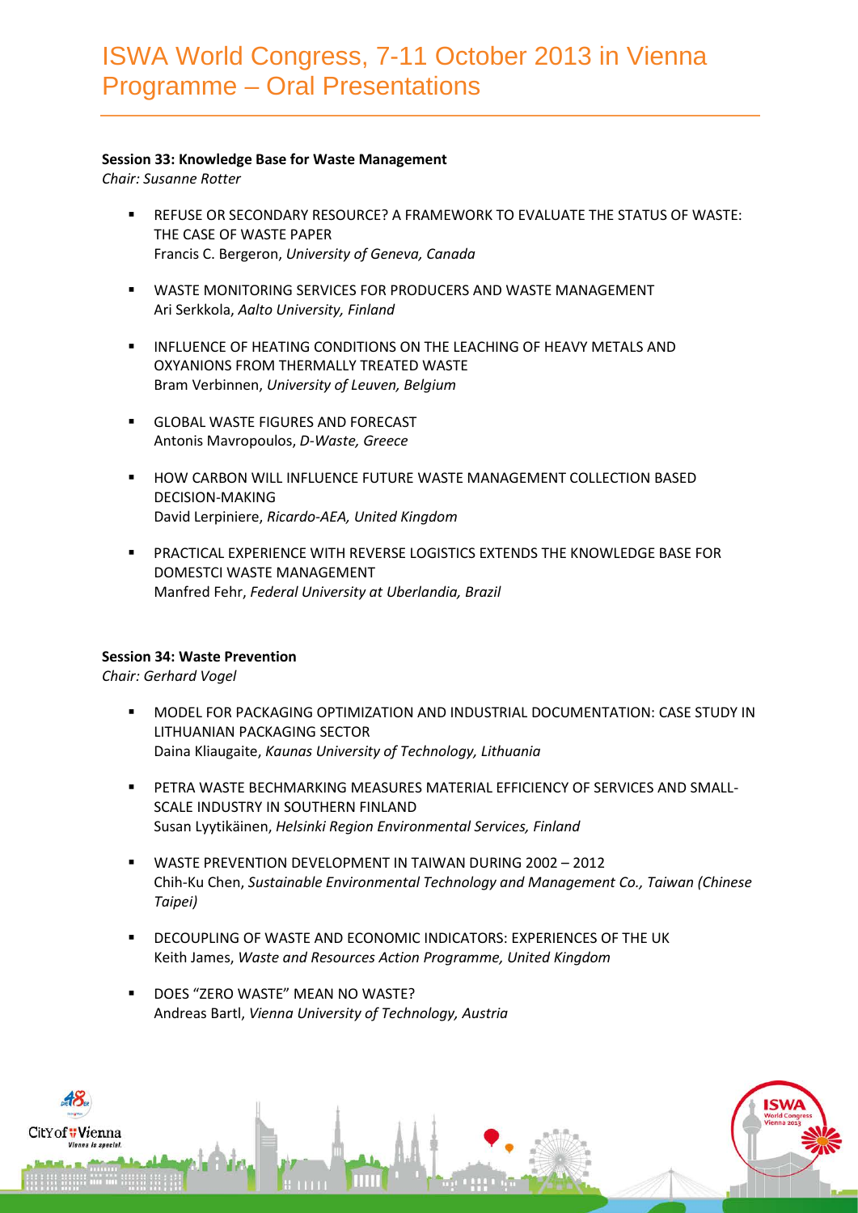# ISWA World Congress, 7-11 October 2013 in Vienna
# Programme – Oral Presentations

**Session 33: Knowledge Base for Waste Management**
*Chair: Susanne Rotter*

- REFUSE OR SECONDARY RESOURCE? A FRAMEWORK TO EVALUATE THE STATUS OF WASTE: THE CASE OF WASTE PAPER
  Francis C. Bergeron, *University of Geneva, Canada*
- WASTE MONITORING SERVICES FOR PRODUCERS AND WASTE MANAGEMENT
  Ari Serkkola, *Aalto University, Finland*
- INFLUENCE OF HEATING CONDITIONS ON THE LEACHING OF HEAVY METALS AND OXYANIONS FROM THERMALLY TREATED WASTE
  Bram Verbinnen, *University of Leuven, Belgium*
- GLOBAL WASTE FIGURES AND FORECAST
  Antonis Mavropoulos, *D-Waste, Greece*
- HOW CARBON WILL INFLUENCE FUTURE WASTE MANAGEMENT COLLECTION BASED DECISION-MAKING
  David Lerpiniere, *Ricardo-AEA, United Kingdom*
- PRACTICAL EXPERIENCE WITH REVERSE LOGISTICS EXTENDS THE KNOWLEDGE BASE FOR DOMESTCI WASTE MANAGEMENT
  Manfred Fehr, *Federal University at Uberlandia, Brazil*

**Session 34: Waste Prevention**
*Chair: Gerhard Vogel*

- MODEL FOR PACKAGING OPTIMIZATION AND INDUSTRIAL DOCUMENTATION: CASE STUDY IN LITHUANIAN PACKAGING SECTOR
  Daina Kliaugaite, *Kaunas University of Technology, Lithuania*
- PETRA WASTE BECHMARKING MEASURES MATERIAL EFFICIENCY OF SERVICES AND SMALL-SCALE INDUSTRY IN SOUTHERN FINLAND
  Susan Lyytikäinen, *Helsinki Region Environmental Services, Finland*
- WASTE PREVENTION DEVELOPMENT IN TAIWAN DURING 2002 – 2012
  Chih-Ku Chen, *Sustainable Environmental Technology and Management Co., Taiwan (Chinese Taipei)*
- DECOUPLING OF WASTE AND ECONOMIC INDICATORS: EXPERIENCES OF THE UK
  Keith James, *Waste and Resources Action Programme, United Kingdom*
- DOES "ZERO WASTE" MEAN NO WASTE?
  Andreas Bartl, *Vienna University of Technology, Austria*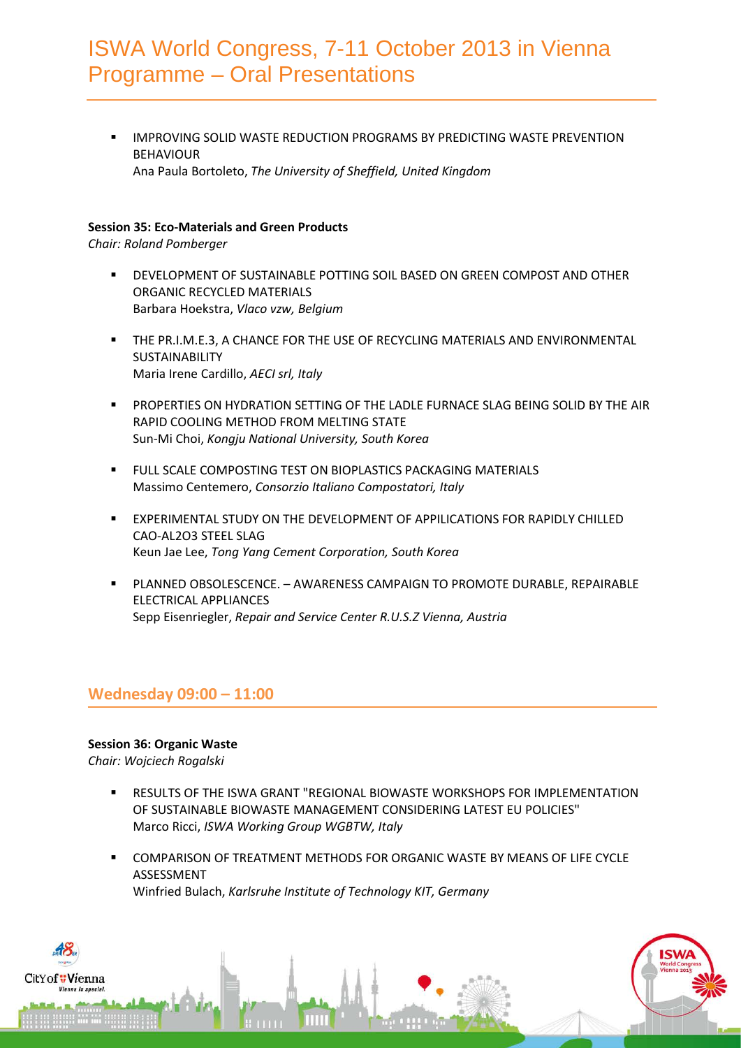- IMPROVING SOLID WASTE REDUCTION PROGRAMS BY PREDICTING WASTE PREVENTION BEHAVIOUR
  Ana Paula Bortoleto, *The University of Sheffield, United Kingdom*

**Session 35: Eco-Materials and Green Products**
*Chair: Roland Pomberger*

- DEVELOPMENT OF SUSTAINABLE POTTING SOIL BASED ON GREEN COMPOST AND OTHER ORGANIC RECYCLED MATERIALS
  Barbara Hoekstra, *Vlaco vzw, Belgium*

- THE PR.I.M.E.3, A CHANCE FOR THE USE OF RECYCLING MATERIALS AND ENVIRONMENTAL SUSTAINABILITY
  Maria Irene Cardillo, *AECI srl, Italy*

- PROPERTIES ON HYDRATION SETTING OF THE LADLE FURNACE SLAG BEING SOLID BY THE AIR RAPID COOLING METHOD FROM MELTING STATE
  Sun-Mi Choi, *Kongju National University, South Korea*

- FULL SCALE COMPOSTING TEST ON BIOPLASTICS PACKAGING MATERIALS
  Massimo Centemero, *Consorzio Italiano Compostatori, Italy*

- EXPERIMENTAL STUDY ON THE DEVELOPMENT OF APPILICATIONS FOR RAPIDLY CHILLED CAO-AL2O3 STEEL SLAG
  Keun Jae Lee, *Tong Yang Cement Corporation, South Korea*

- PLANNED OBSOLESCENCE. – AWARENESS CAMPAIGN TO PROMOTE DURABLE, REPAIRABLE ELECTRICAL APPLIANCES
  Sepp Eisenriegler, *Repair and Service Center R.U.S.Z Vienna, Austria*

## Wednesday 09:00 – 11:00

**Session 36: Organic Waste**
*Chair: Wojciech Rogalski*

- RESULTS OF THE ISWA GRANT "REGIONAL BIOWASTE WORKSHOPS FOR IMPLEMENTATION OF SUSTAINABLE BIOWASTE MANAGEMENT CONSIDERING LATEST EU POLICIES"
  Marco Ricci, *ISWA Working Group WGBTW, Italy*

- COMPARISON OF TREATMENT METHODS FOR ORGANIC WASTE BY MEANS OF LIFE CYCLE ASSESSMENT
  Winfried Bulach, *Karlsruhe Institute of Technology KIT, Germany*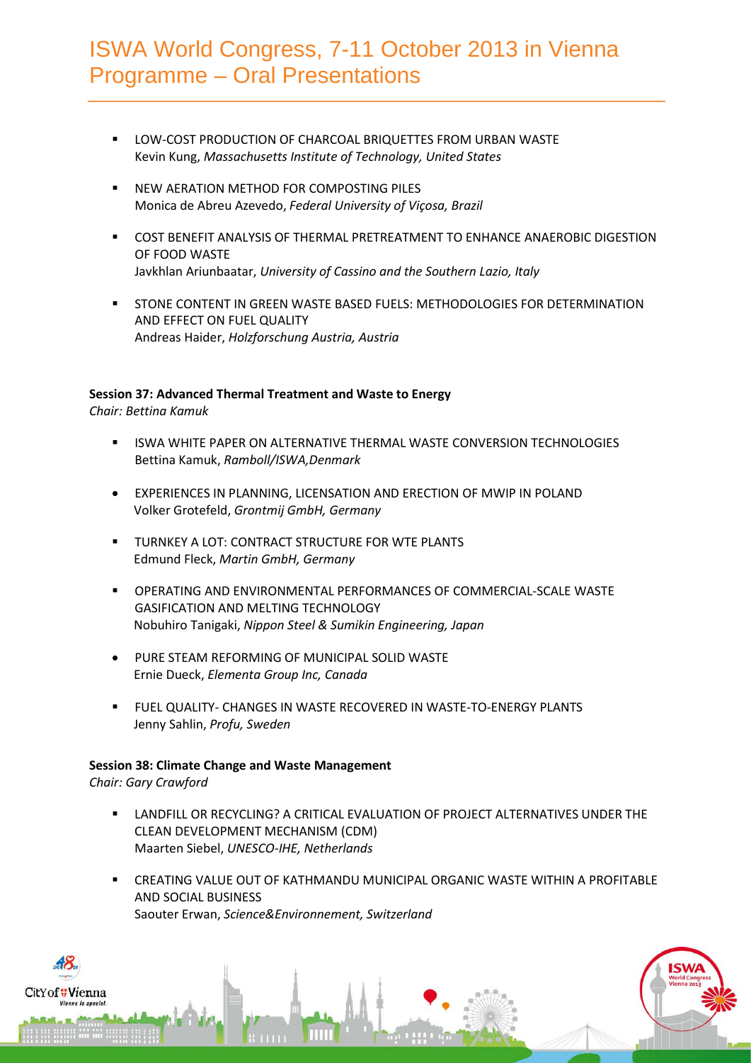- LOW-COST PRODUCTION OF CHARCOAL BRIQUETTES FROM URBAN WASTE
  Kevin Kung, *Massachusetts Institute of Technology, United States*

- NEW AERATION METHOD FOR COMPOSTING PILES
  Monica de Abreu Azevedo, *Federal University of Viçosa, Brazil*

- COST BENEFIT ANALYSIS OF THERMAL PRETREATMENT TO ENHANCE ANAEROBIC DIGESTION OF FOOD WASTE
  Javkhlan Ariunbaatar, *University of Cassino and the Southern Lazio, Italy*

- STONE CONTENT IN GREEN WASTE BASED FUELS: METHODOLOGIES FOR DETERMINATION AND EFFECT ON FUEL QUALITY
  Andreas Haider, *Holzforschung Austria, Austria*

**Session 37: Advanced Thermal Treatment and Waste to Energy**
*Chair: Bettina Kamuk*

- ISWA WHITE PAPER ON ALTERNATIVE THERMAL WASTE CONVERSION TECHNOLOGIES
  Bettina Kamuk, *Ramboll/ISWA,Denmark*

- EXPERIENCES IN PLANNING, LICENSATION AND ERECTION OF MWIP IN POLAND
  Volker Grotefeld, *Grontmij GmbH, Germany*

- TURNKEY A LOT: CONTRACT STRUCTURE FOR WTE PLANTS
  Edmund Fleck, *Martin GmbH, Germany*

- OPERATING AND ENVIRONMENTAL PERFORMANCES OF COMMERCIAL-SCALE WASTE GASIFICATION AND MELTING TECHNOLOGY
  Nobuhiro Tanigaki, *Nippon Steel & Sumikin Engineering, Japan*

- PURE STEAM REFORMING OF MUNICIPAL SOLID WASTE
  Ernie Dueck, *Elementa Group Inc, Canada*

- FUEL QUALITY- CHANGES IN WASTE RECOVERED IN WASTE-TO-ENERGY PLANTS
  Jenny Sahlin, *Profu, Sweden*

**Session 38: Climate Change and Waste Management**
*Chair: Gary Crawford*

- LANDFILL OR RECYCLING? A CRITICAL EVALUATION OF PROJECT ALTERNATIVES UNDER THE CLEAN DEVELOPMENT MECHANISM (CDM)
  Maarten Siebel, *UNESCO-IHE, Netherlands*

- CREATING VALUE OUT OF KATHMANDU MUNICIPAL ORGANIC WASTE WITHIN A PROFITABLE AND SOCIAL BUSINESS
  Saouter Erwan, *Science&Environnement, Switzerland*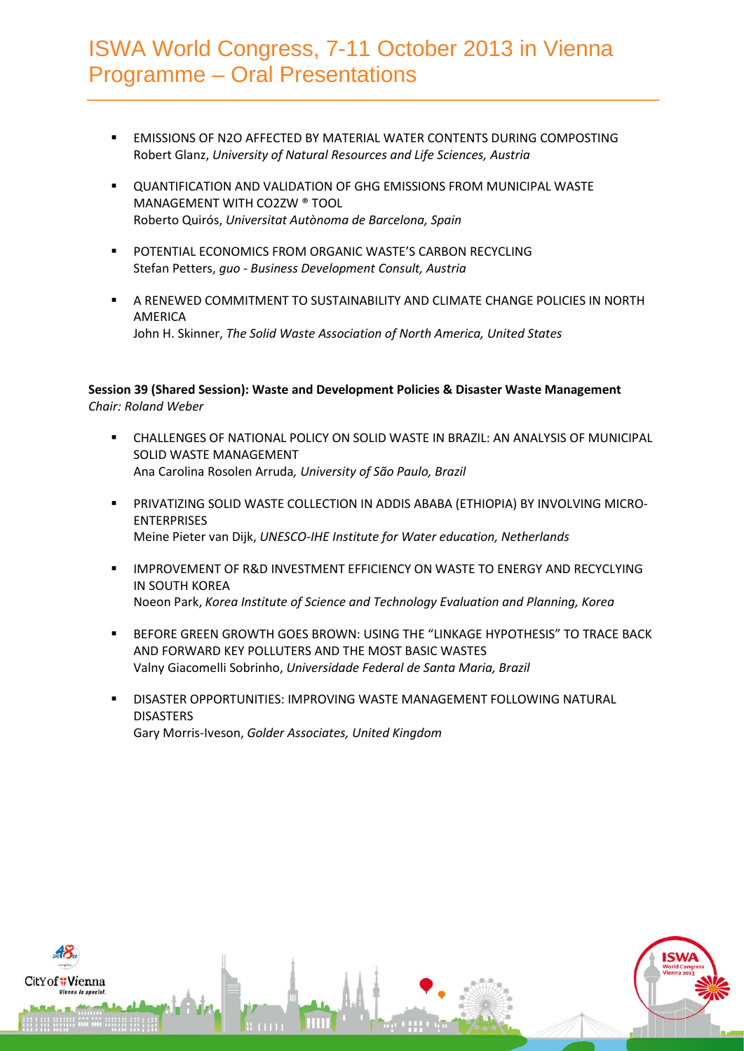- EMISSIONS OF N2O AFFECTED BY MATERIAL WATER CONTENTS DURING COMPOSTING
  Robert Glanz, *University of Natural Resources and Life Sciences, Austria*

- QUANTIFICATION AND VALIDATION OF GHG EMISSIONS FROM MUNICIPAL WASTE MANAGEMENT WITH CO2ZW ® TOOL
  Roberto Quirós, *Universitat Autònoma de Barcelona, Spain*

- POTENTIAL ECONOMICS FROM ORGANIC WASTE'S CARBON RECYCLING
  Stefan Petters, *guo - Business Development Consult, Austria*

- A RENEWED COMMITMENT TO SUSTAINABILITY AND CLIMATE CHANGE POLICIES IN NORTH AMERICA
  John H. Skinner, *The Solid Waste Association of North America, United States*

**Session 39 (Shared Session): Waste and Development Policies & Disaster Waste Management**
*Chair: Roland Weber*

- CHALLENGES OF NATIONAL POLICY ON SOLID WASTE IN BRAZIL: AN ANALYSIS OF MUNICIPAL SOLID WASTE MANAGEMENT
  Ana Carolina Rosolen Arruda*, University of São Paulo, Brazil*

- PRIVATIZING SOLID WASTE COLLECTION IN ADDIS ABABA (ETHIOPIA) BY INVOLVING MICRO-ENTERPRISES
  Meine Pieter van Dijk, *UNESCO-IHE Institute for Water education, Netherlands*

- IMPROVEMENT OF R&D INVESTMENT EFFICIENCY ON WASTE TO ENERGY AND RECYCLYING IN SOUTH KOREA
  Noeon Park, *Korea Institute of Science and Technology Evaluation and Planning, Korea*

- BEFORE GREEN GROWTH GOES BROWN: USING THE "LINKAGE HYPOTHESIS" TO TRACE BACK AND FORWARD KEY POLLUTERS AND THE MOST BASIC WASTES
  Valny Giacomelli Sobrinho, *Universidade Federal de Santa Maria, Brazil*

- DISASTER OPPORTUNITIES: IMPROVING WASTE MANAGEMENT FOLLOWING NATURAL DISASTERS
  Gary Morris-Iveson, *Golder Associates, United Kingdom*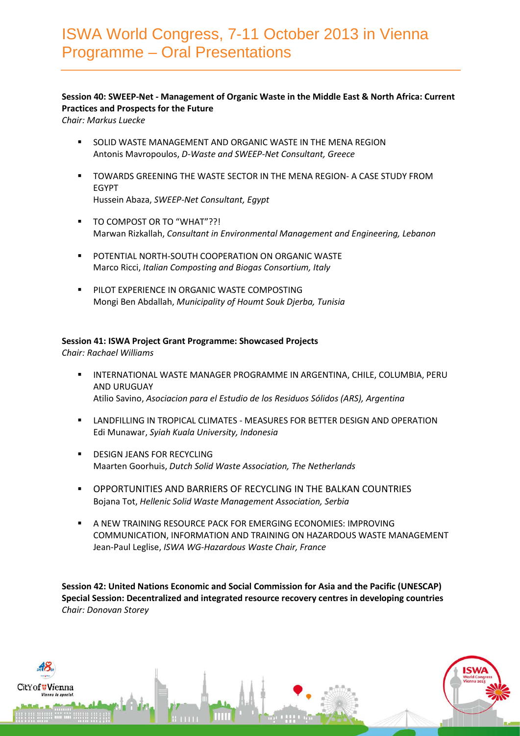# ISWA World Congress, 7-11 October 2013 in Vienna Programme – Oral Presentations

**Session 40: SWEEP-Net - Management of Organic Waste in the Middle East & North Africa: Current Practices and Prospects for the Future**
*Chair: Markus Luecke*

- SOLID WASTE MANAGEMENT AND ORGANIC WASTE IN THE MENA REGION
  Antonis Mavropoulos, *D-Waste and SWEEP-Net Consultant, Greece*
- TOWARDS GREENING THE WASTE SECTOR IN THE MENA REGION- A CASE STUDY FROM EGYPT
  Hussein Abaza, *SWEEP-Net Consultant, Egypt*
- TO COMPOST OR TO "WHAT"??!
  Marwan Rizkallah, *Consultant in Environmental Management and Engineering, Lebanon*
- POTENTIAL NORTH-SOUTH COOPERATION ON ORGANIC WASTE
  Marco Ricci, *Italian Composting and Biogas Consortium, Italy*
- PILOT EXPERIENCE IN ORGANIC WASTE COMPOSTING
  Mongi Ben Abdallah, *Municipality of Houmt Souk Djerba, Tunisia*

**Session 41: ISWA Project Grant Programme: Showcased Projects**
*Chair: Rachael Williams*

- INTERNATIONAL WASTE MANAGER PROGRAMME IN ARGENTINA, CHILE, COLUMBIA, PERU AND URUGUAY
  Atilio Savino, *Asociacion para el Estudio de los Residuos Sólidos (ARS), Argentina*
- LANDFILLING IN TROPICAL CLIMATES - MEASURES FOR BETTER DESIGN AND OPERATION
  Edi Munawar, *Syiah Kuala University, Indonesia*
- DESIGN JEANS FOR RECYCLING
  Maarten Goorhuis, *Dutch Solid Waste Association, The Netherlands*
- OPPORTUNITIES AND BARRIERS OF RECYCLING IN THE BALKAN COUNTRIES
  Bojana Tot, *Hellenic Solid Waste Management Association, Serbia*
- A NEW TRAINING RESOURCE PACK FOR EMERGING ECONOMIES: IMPROVING COMMUNICATION, INFORMATION AND TRAINING ON HAZARDOUS WASTE MANAGEMENT
  Jean-Paul Leglise, *ISWA WG-Hazardous Waste Chair, France*

**Session 42: United Nations Economic and Social Commission for Asia and the Pacific (UNESCAP) Special Session: Decentralized and integrated resource recovery centres in developing countries**
*Chair: Donovan Storey*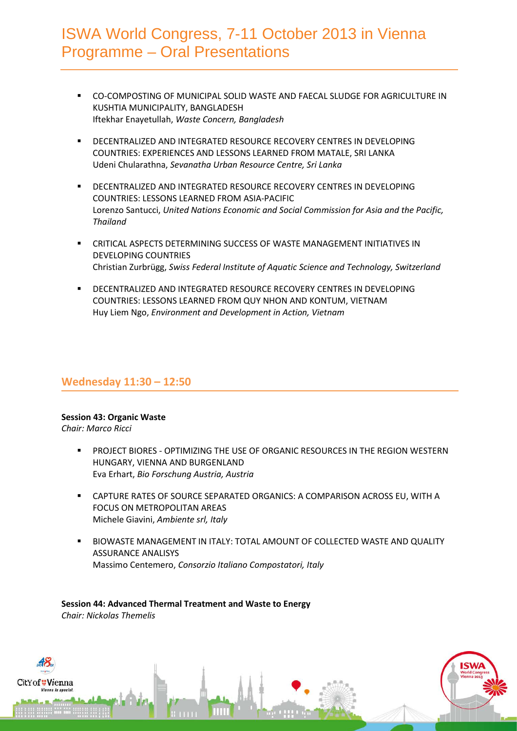- CO-COMPOSTING OF MUNICIPAL SOLID WASTE AND FAECAL SLUDGE FOR AGRICULTURE IN KUSHTIA MUNICIPALITY, BANGLADESH
  Iftekhar Enayetullah, *Waste Concern, Bangladesh*

- DECENTRALIZED AND INTEGRATED RESOURCE RECOVERY CENTRES IN DEVELOPING COUNTRIES: EXPERIENCES AND LESSONS LEARNED FROM MATALE, SRI LANKA
  Udeni Chularathna, *Sevanatha Urban Resource Centre, Sri Lanka*

- DECENTRALIZED AND INTEGRATED RESOURCE RECOVERY CENTRES IN DEVELOPING COUNTRIES: LESSONS LEARNED FROM ASIA-PACIFIC
  Lorenzo Santucci, *United Nations Economic and Social Commission for Asia and the Pacific, Thailand*

- CRITICAL ASPECTS DETERMINING SUCCESS OF WASTE MANAGEMENT INITIATIVES IN DEVELOPING COUNTRIES
  Christian Zurbrügg, *Swiss Federal Institute of Aquatic Science and Technology, Switzerland*

- DECENTRALIZED AND INTEGRATED RESOURCE RECOVERY CENTRES IN DEVELOPING COUNTRIES: LESSONS LEARNED FROM QUY NHON AND KONTUM, VIETNAM
  Huy Liem Ngo, *Environment and Development in Action, Vietnam*

## Wednesday 11:30 – 12:50

**Session 43: Organic Waste**
*Chair: Marco Ricci*

- PROJECT BIORES - OPTIMIZING THE USE OF ORGANIC RESOURCES IN THE REGION WESTERN HUNGARY, VIENNA AND BURGENLAND
  Eva Erhart, *Bio Forschung Austria, Austria*

- CAPTURE RATES OF SOURCE SEPARATED ORGANICS: A COMPARISON ACROSS EU, WITH A FOCUS ON METROPOLITAN AREAS
  Michele Giavini, *Ambiente srl, Italy*

- BIOWASTE MANAGEMENT IN ITALY: TOTAL AMOUNT OF COLLECTED WASTE AND QUALITY ASSURANCE ANALISYS
  Massimo Centemero, *Consorzio Italiano Compostatori, Italy*

**Session 44: Advanced Thermal Treatment and Waste to Energy**
*Chair: Nickolas Themelis*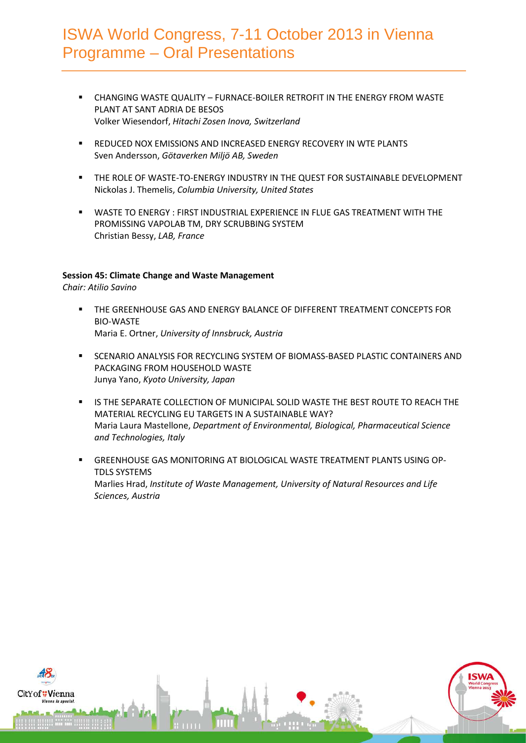- CHANGING WASTE QUALITY – FURNACE-BOILER RETROFIT IN THE ENERGY FROM WASTE PLANT AT SANT ADRIA DE BESOS
  Volker Wiesendorf, *Hitachi Zosen Inova, Switzerland*

- REDUCED NOX EMISSIONS AND INCREASED ENERGY RECOVERY IN WTE PLANTS
  Sven Andersson, *Götaverken Miljö AB, Sweden*

- THE ROLE OF WASTE-TO-ENERGY INDUSTRY IN THE QUEST FOR SUSTAINABLE DEVELOPMENT
  Nickolas J. Themelis, *Columbia University, United States*

- WASTE TO ENERGY : FIRST INDUSTRIAL EXPERIENCE IN FLUE GAS TREATMENT WITH THE PROMISSING VAPOLAB TM, DRY SCRUBBING SYSTEM
  Christian Bessy, *LAB, France*

**Session 45: Climate Change and Waste Management**
*Chair: Atilio Savino*

- THE GREENHOUSE GAS AND ENERGY BALANCE OF DIFFERENT TREATMENT CONCEPTS FOR BIO-WASTE
  Maria E. Ortner, *University of Innsbruck, Austria*

- SCENARIO ANALYSIS FOR RECYCLING SYSTEM OF BIOMASS-BASED PLASTIC CONTAINERS AND PACKAGING FROM HOUSEHOLD WASTE
  Junya Yano, *Kyoto University, Japan*

- IS THE SEPARATE COLLECTION OF MUNICIPAL SOLID WASTE THE BEST ROUTE TO REACH THE MATERIAL RECYCLING EU TARGETS IN A SUSTAINABLE WAY?
  Maria Laura Mastellone, *Department of Environmental, Biological, Pharmaceutical Science and Technologies, Italy*

- GREENHOUSE GAS MONITORING AT BIOLOGICAL WASTE TREATMENT PLANTS USING OP-TDLS SYSTEMS
  Marlies Hrad, *Institute of Waste Management, University of Natural Resources and Life Sciences, Austria*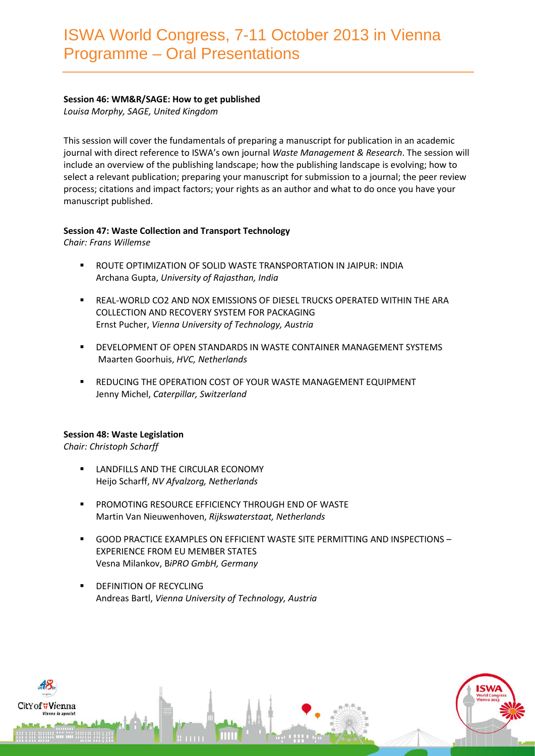# ISWA World Congress, 7-11 October 2013 in Vienna Programme – Oral Presentations

**Session 46: WM&R/SAGE: How to get published**
*Louisa Morphy, SAGE, United Kingdom*

This session will cover the fundamentals of preparing a manuscript for publication in an academic journal with direct reference to ISWA's own journal *Waste Management & Research*. The session will include an overview of the publishing landscape; how the publishing landscape is evolving; how to select a relevant publication; preparing your manuscript for submission to a journal; the peer review process; citations and impact factors; your rights as an author and what to do once you have your manuscript published.

**Session 47: Waste Collection and Transport Technology**
*Chair: Frans Willemse*

- ROUTE OPTIMIZATION OF SOLID WASTE TRANSPORTATION IN JAIPUR: INDIA
  Archana Gupta, *University of Rajasthan, India*
- REAL-WORLD CO2 AND NOX EMISSIONS OF DIESEL TRUCKS OPERATED WITHIN THE ARA COLLECTION AND RECOVERY SYSTEM FOR PACKAGING
  Ernst Pucher, *Vienna University of Technology, Austria*
- DEVELOPMENT OF OPEN STANDARDS IN WASTE CONTAINER MANAGEMENT SYSTEMS
  Maarten Goorhuis, *HVC, Netherlands*
- REDUCING THE OPERATION COST OF YOUR WASTE MANAGEMENT EQUIPMENT
  Jenny Michel, *Caterpillar, Switzerland*

**Session 48: Waste Legislation**
*Chair: Christoph Scharff*

- LANDFILLS AND THE CIRCULAR ECONOMY
  Heijo Scharff, *NV Afvalzorg, Netherlands*
- PROMOTING RESOURCE EFFICIENCY THROUGH END OF WASTE
  Martin Van Nieuwenhoven, *Rijkswaterstaat, Netherlands*
- GOOD PRACTICE EXAMPLES ON EFFICIENT WASTE SITE PERMITTING AND INSPECTIONS – EXPERIENCE FROM EU MEMBER STATES
  Vesna Milankov, B*iPRO GmbH, Germany*
- DEFINITION OF RECYCLING
  Andreas Bartl, *Vienna University of Technology, Austria*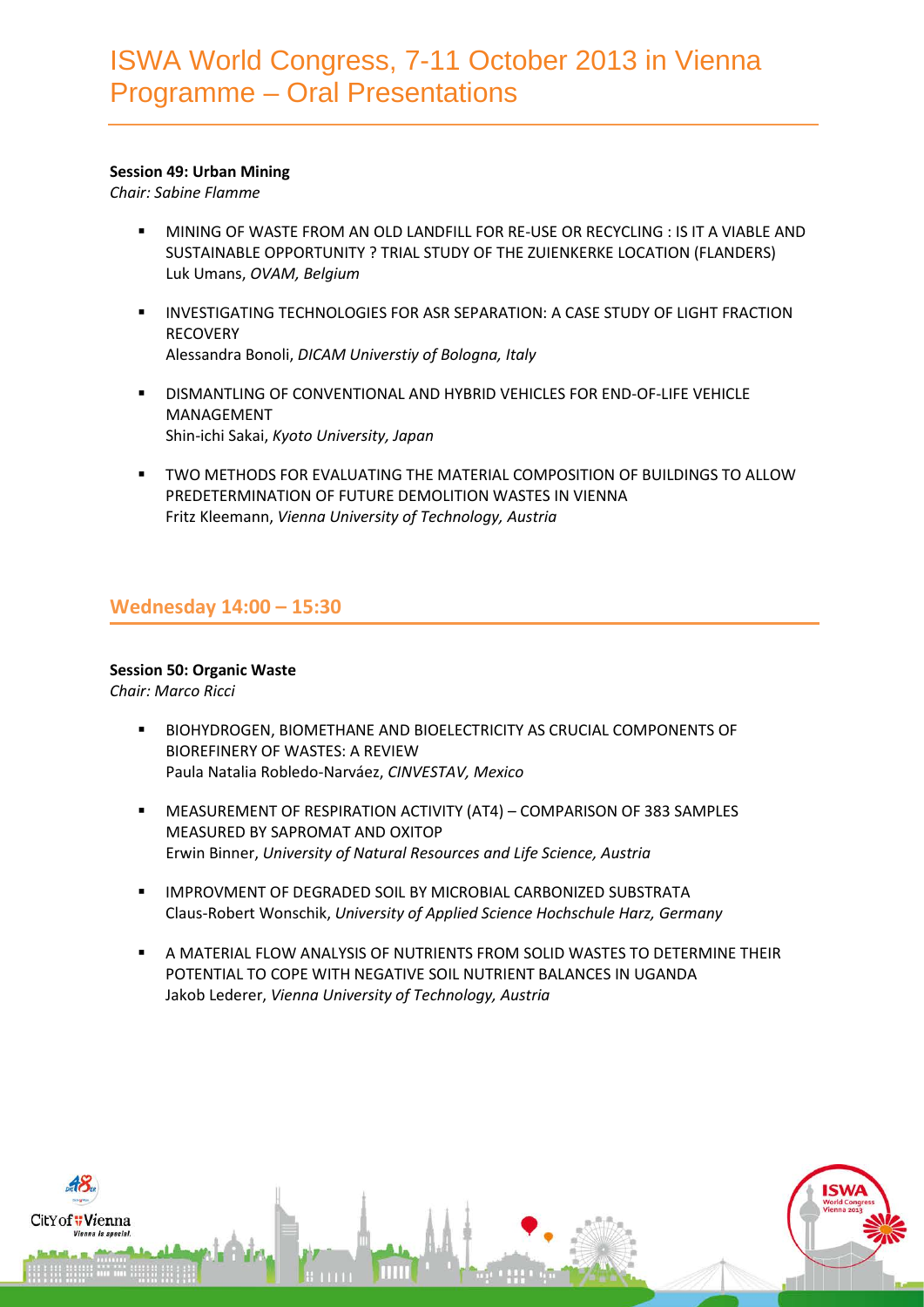**Session 49: Urban Mining**
*Chair: Sabine Flamme*

- MINING OF WASTE FROM AN OLD LANDFILL FOR RE-USE OR RECYCLING : IS IT A VIABLE AND SUSTAINABLE OPPORTUNITY ? TRIAL STUDY OF THE ZUIENKERKE LOCATION (FLANDERS)
  Luk Umans, *OVAM, Belgium*

- INVESTIGATING TECHNOLOGIES FOR ASR SEPARATION: A CASE STUDY OF LIGHT FRACTION RECOVERY
  Alessandra Bonoli, *DICAM Universtiy of Bologna, Italy*

- DISMANTLING OF CONVENTIONAL AND HYBRID VEHICLES FOR END-OF-LIFE VEHICLE MANAGEMENT
  Shin-ichi Sakai, *Kyoto University, Japan*

- TWO METHODS FOR EVALUATING THE MATERIAL COMPOSITION OF BUILDINGS TO ALLOW PREDETERMINATION OF FUTURE DEMOLITION WASTES IN VIENNA
  Fritz Kleemann, *Vienna University of Technology, Austria*

## Wednesday 14:00 – 15:30

**Session 50: Organic Waste**
*Chair: Marco Ricci*

- BIOHYDROGEN, BIOMETHANE AND BIOELECTRICITY AS CRUCIAL COMPONENTS OF BIOREFINERY OF WASTES: A REVIEW
  Paula Natalia Robledo-Narváez, *CINVESTAV, Mexico*

- MEASUREMENT OF RESPIRATION ACTIVITY (AT4) – COMPARISON OF 383 SAMPLES MEASURED BY SAPROMAT AND OXITOP
  Erwin Binner, *University of Natural Resources and Life Science, Austria*

- IMPROVMENT OF DEGRADED SOIL BY MICROBIAL CARBONIZED SUBSTRATA
  Claus-Robert Wonschik, *University of Applied Science Hochschule Harz, Germany*

- A MATERIAL FLOW ANALYSIS OF NUTRIENTS FROM SOLID WASTES TO DETERMINE THEIR POTENTIAL TO COPE WITH NEGATIVE SOIL NUTRIENT BALANCES IN UGANDA
  Jakob Lederer, *Vienna University of Technology, Austria*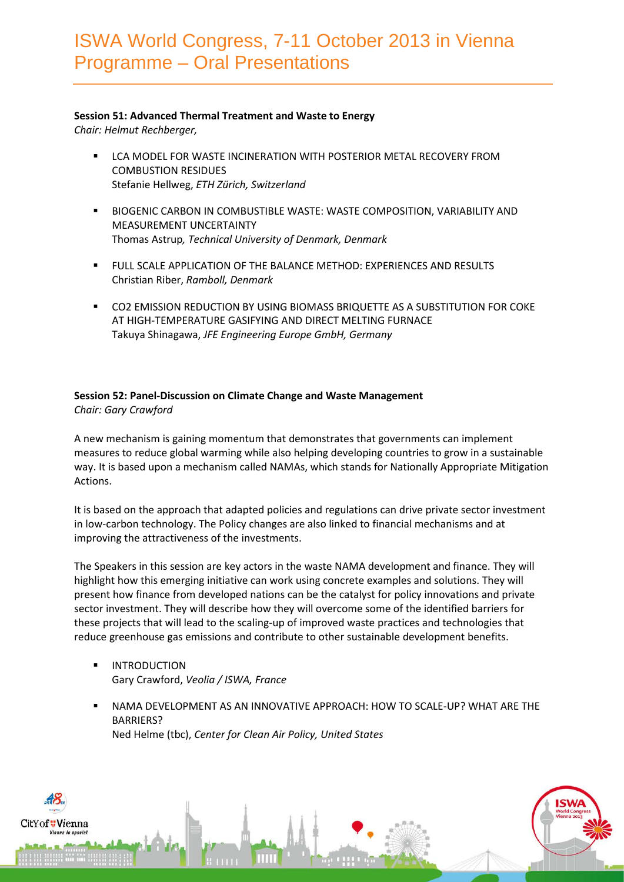**Session 51: Advanced Thermal Treatment and Waste to Energy**
*Chair: Helmut Rechberger,*

- LCA MODEL FOR WASTE INCINERATION WITH POSTERIOR METAL RECOVERY FROM COMBUSTION RESIDUES
  Stefanie Hellweg, *ETH Zürich, Switzerland*

- BIOGENIC CARBON IN COMBUSTIBLE WASTE: WASTE COMPOSITION, VARIABILITY AND MEASUREMENT UNCERTAINTY
  Thomas Astrup*, Technical University of Denmark, Denmark*

- FULL SCALE APPLICATION OF THE BALANCE METHOD: EXPERIENCES AND RESULTS
  Christian Riber, *Ramboll, Denmark*

- CO2 EMISSION REDUCTION BY USING BIOMASS BRIQUETTE AS A SUBSTITUTION FOR COKE AT HIGH-TEMPERATURE GASIFYING AND DIRECT MELTING FURNACE
  Takuya Shinagawa, *JFE Engineering Europe GmbH, Germany*

**Session 52: Panel-Discussion on Climate Change and Waste Management**
*Chair: Gary Crawford*

A new mechanism is gaining momentum that demonstrates that governments can implement measures to reduce global warming while also helping developing countries to grow in a sustainable way. It is based upon a mechanism called NAMAs, which stands for Nationally Appropriate Mitigation Actions.

It is based on the approach that adapted policies and regulations can drive private sector investment in low-carbon technology. The Policy changes are also linked to financial mechanisms and at improving the attractiveness of the investments.

The Speakers in this session are key actors in the waste NAMA development and finance. They will highlight how this emerging initiative can work using concrete examples and solutions. They will present how finance from developed nations can be the catalyst for policy innovations and private sector investment. They will describe how they will overcome some of the identified barriers for these projects that will lead to the scaling-up of improved waste practices and technologies that reduce greenhouse gas emissions and contribute to other sustainable development benefits.

- INTRODUCTION
  Gary Crawford, *Veolia / ISWA, France*

- NAMA DEVELOPMENT AS AN INNOVATIVE APPROACH: HOW TO SCALE-UP? WHAT ARE THE BARRIERS?
  Ned Helme (tbc), *Center for Clean Air Policy, United States*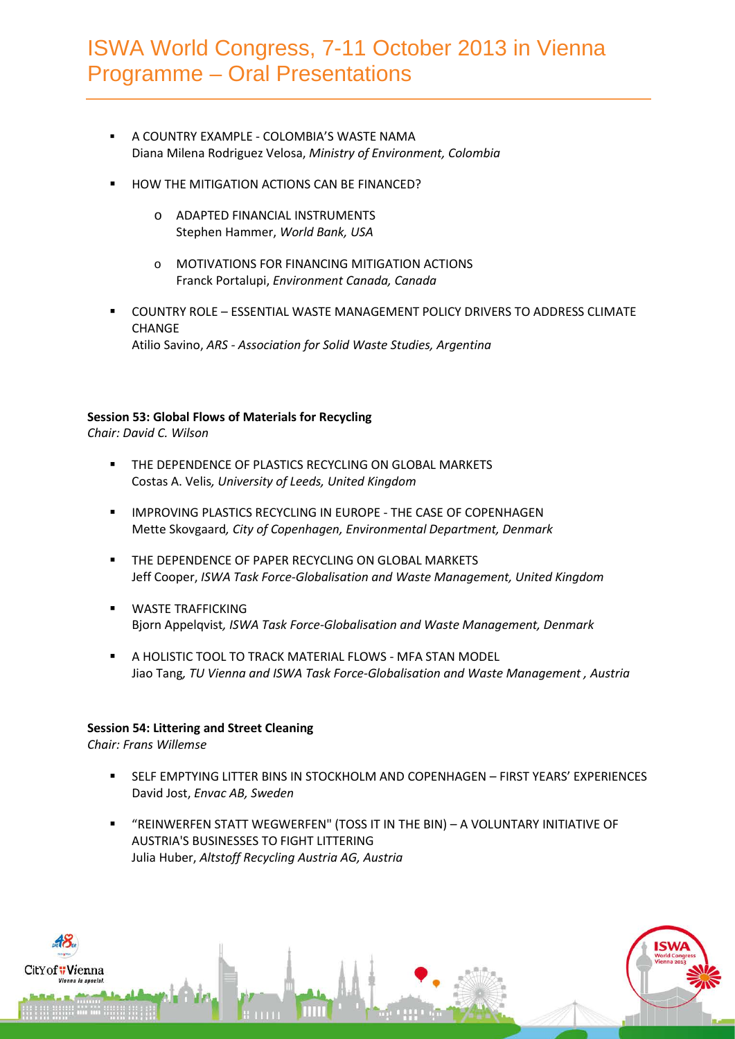- A COUNTRY EXAMPLE - COLOMBIA'S WASTE NAMA
  Diana Milena Rodriguez Velosa, *Ministry of Environment, Colombia*

- HOW THE MITIGATION ACTIONS CAN BE FINANCED?

  - ADAPTED FINANCIAL INSTRUMENTS
    Stephen Hammer, *World Bank, USA*

  - MOTIVATIONS FOR FINANCING MITIGATION ACTIONS
    Franck Portalupi, *Environment Canada, Canada*

- COUNTRY ROLE – ESSENTIAL WASTE MANAGEMENT POLICY DRIVERS TO ADDRESS CLIMATE CHANGE
  Atilio Savino, *ARS - Association for Solid Waste Studies, Argentina*

**Session 53: Global Flows of Materials for Recycling**
*Chair: David C. Wilson*

- THE DEPENDENCE OF PLASTICS RECYCLING ON GLOBAL MARKETS
  Costas A. Velis*, University of Leeds, United Kingdom*

- IMPROVING PLASTICS RECYCLING IN EUROPE - THE CASE OF COPENHAGEN
  Mette Skovgaard*, City of Copenhagen, Environmental Department, Denmark*

- THE DEPENDENCE OF PAPER RECYCLING ON GLOBAL MARKETS
  Jeff Cooper, *ISWA Task Force-Globalisation and Waste Management, United Kingdom*

- WASTE TRAFFICKING
  Bjorn Appelqvist*, ISWA Task Force-Globalisation and Waste Management, Denmark*

- A HOLISTIC TOOL TO TRACK MATERIAL FLOWS - MFA STAN MODEL
  Jiao Tang*, TU Vienna and ISWA Task Force-Globalisation and Waste Management , Austria*

**Session 54: Littering and Street Cleaning**
*Chair: Frans Willemse*

- SELF EMPTYING LITTER BINS IN STOCKHOLM AND COPENHAGEN – FIRST YEARS' EXPERIENCES
  David Jost, *Envac AB, Sweden*

- "REINWERFEN STATT WEGWERFEN" (TOSS IT IN THE BIN) – A VOLUNTARY INITIATIVE OF AUSTRIA'S BUSINESSES TO FIGHT LITTERING
  Julia Huber, *Altstoff Recycling Austria AG, Austria*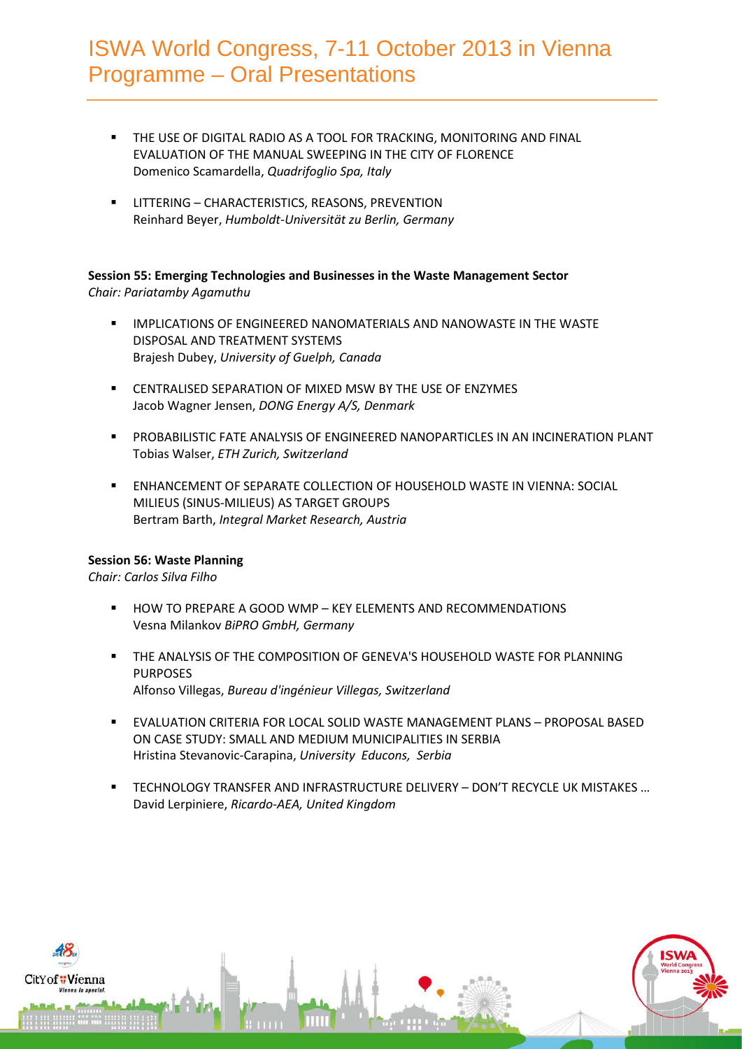- THE USE OF DIGITAL RADIO AS A TOOL FOR TRACKING, MONITORING AND FINAL EVALUATION OF THE MANUAL SWEEPING IN THE CITY OF FLORENCE
  Domenico Scamardella, *Quadrifoglio Spa, Italy*

- LITTERING – CHARACTERISTICS, REASONS, PREVENTION
  Reinhard Beyer, *Humboldt-Universität zu Berlin, Germany*

**Session 55: Emerging Technologies and Businesses in the Waste Management Sector**
*Chair: Pariatamby Agamuthu*

- IMPLICATIONS OF ENGINEERED NANOMATERIALS AND NANOWASTE IN THE WASTE DISPOSAL AND TREATMENT SYSTEMS
  Brajesh Dubey, *University of Guelph, Canada*

- CENTRALISED SEPARATION OF MIXED MSW BY THE USE OF ENZYMES
  Jacob Wagner Jensen, *DONG Energy A/S, Denmark*

- PROBABILISTIC FATE ANALYSIS OF ENGINEERED NANOPARTICLES IN AN INCINERATION PLANT
  Tobias Walser, *ETH Zurich, Switzerland*

- ENHANCEMENT OF SEPARATE COLLECTION OF HOUSEHOLD WASTE IN VIENNA: SOCIAL MILIEUS (SINUS-MILIEUS) AS TARGET GROUPS
  Bertram Barth, *Integral Market Research, Austria*

**Session 56: Waste Planning**
*Chair: Carlos Silva Filho*

- HOW TO PREPARE A GOOD WMP – KEY ELEMENTS AND RECOMMENDATIONS
  Vesna Milankov *BiPRO GmbH, Germany*

- THE ANALYSIS OF THE COMPOSITION OF GENEVA'S HOUSEHOLD WASTE FOR PLANNING PURPOSES
  Alfonso Villegas, *Bureau d'ingénieur Villegas, Switzerland*

- EVALUATION CRITERIA FOR LOCAL SOLID WASTE MANAGEMENT PLANS – PROPOSAL BASED ON CASE STUDY: SMALL AND MEDIUM MUNICIPALITIES IN SERBIA
  Hristina Stevanovic-Carapina, *University Educons, Serbia*

- TECHNOLOGY TRANSFER AND INFRASTRUCTURE DELIVERY – DON'T RECYCLE UK MISTAKES …
  David Lerpiniere, *Ricardo-AEA, United Kingdom*